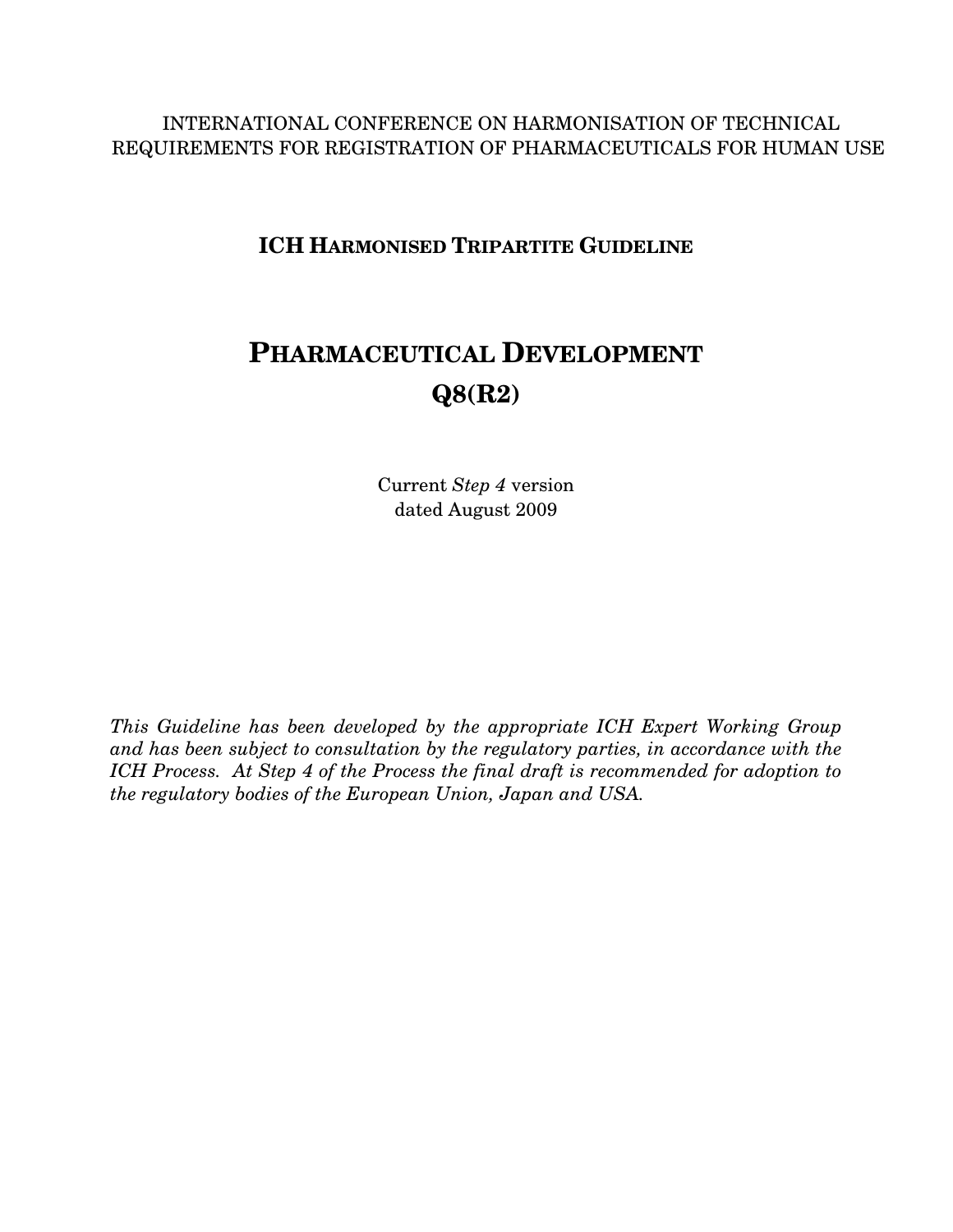INTERNATIONAL CONFERENCE ON HARMONISATION OF TECHNICAL REQUIREMENTS FOR REGISTRATION OF PHARMACEUTICALS FOR HUMAN USE

**ICH HARMONISED TRIPARTITE GUIDELINE**

# PHARMACEUTICAL DEVELOPMENT
# Q8(R2)

Current *Step 4* version
dated August 2009

*This Guideline has been developed by the appropriate ICH Expert Working Group and has been subject to consultation by the regulatory parties, in accordance with the ICH Process. At Step 4 of the Process the final draft is recommended for adoption to the regulatory bodies of the European Union, Japan and USA.*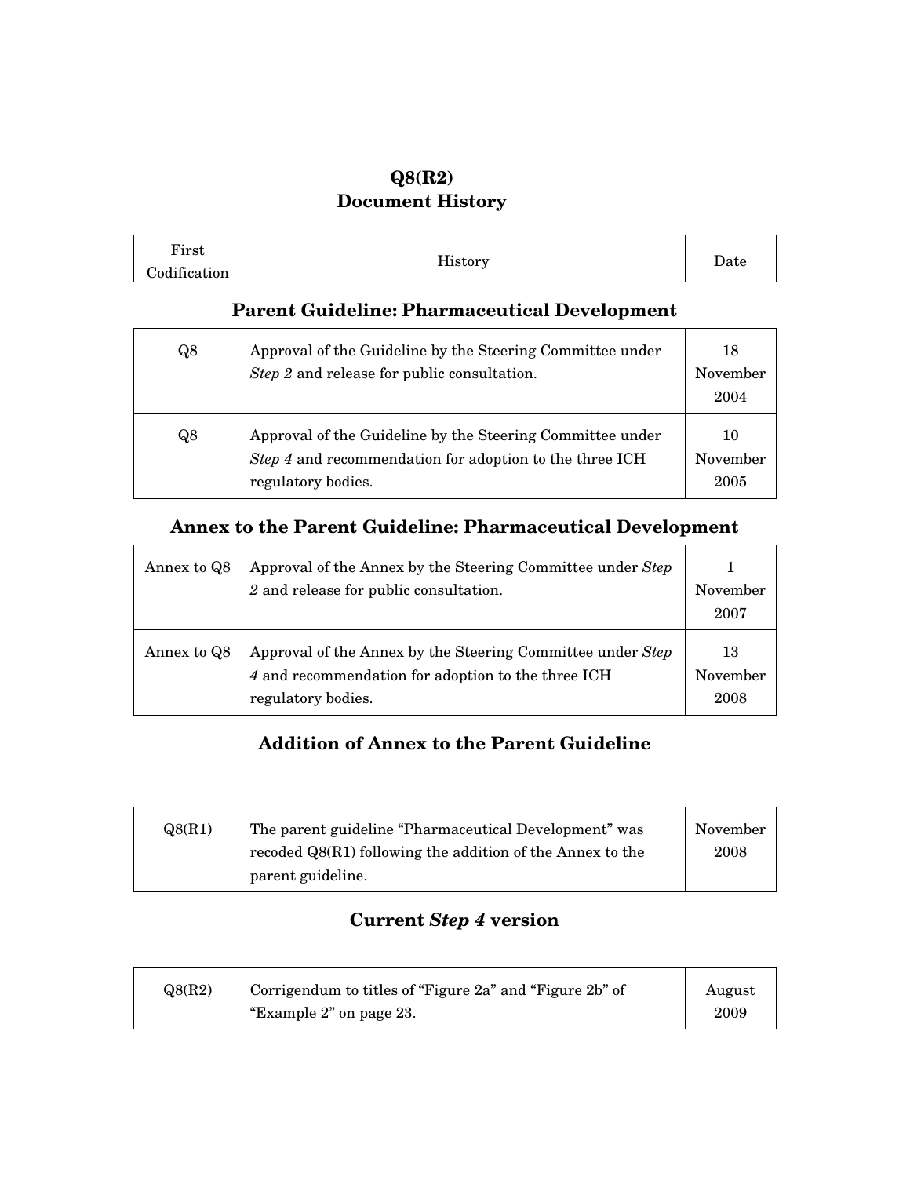# Q8(R2)
# Document History

| First Codification | History | Date |
| --- | --- | --- |

## Parent Guideline: Pharmaceutical Development

| | | |
| --- | --- | --- |
| Q8 | Approval of the Guideline by the Steering Committee under *Step 2* and release for public consultation. | 18 November 2004 |
| Q8 | Approval of the Guideline by the Steering Committee under *Step 4* and recommendation for adoption to the three ICH regulatory bodies. | 10 November 2005 |

## Annex to the Parent Guideline: Pharmaceutical Development

| | | |
| --- | --- | --- |
| Annex to Q8 | Approval of the Annex by the Steering Committee under *Step 2* and release for public consultation. | 1 November 2007 |
| Annex to Q8 | Approval of the Annex by the Steering Committee under *Step 4* and recommendation for adoption to the three ICH regulatory bodies. | 13 November 2008 |

## Addition of Annex to the Parent Guideline

| | | |
| --- | --- | --- |
| Q8(R1) | The parent guideline "Pharmaceutical Development" was recoded Q8(R1) following the addition of the Annex to the parent guideline. | November 2008 |

## Current *Step 4* version

| | | |
| --- | --- | --- |
| Q8(R2) | Corrigendum to titles of "Figure 2a" and "Figure 2b" of "Example 2" on page 23. | August 2009 |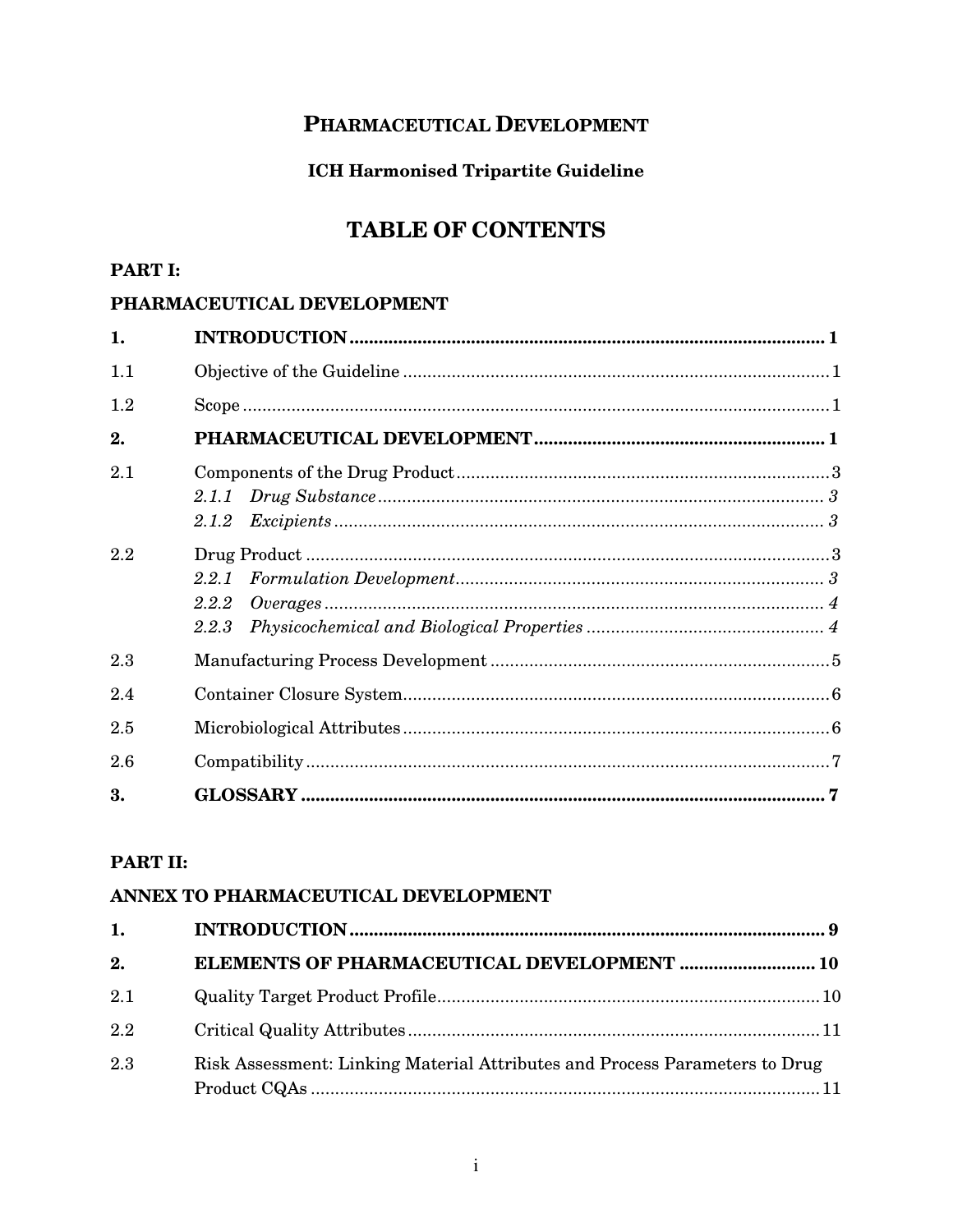# PHARMACEUTICAL DEVELOPMENT

## ICH Harmonised Tripartite Guideline

## TABLE OF CONTENTS

**PART I:**

**PHARMACEUTICAL DEVELOPMENT**

| | | |
|---|---|---|
| **1.** | **INTRODUCTION** | **1** |
| 1.1 | Objective of the Guideline | 1 |
| 1.2 | Scope | 1 |
| **2.** | **PHARMACEUTICAL DEVELOPMENT** | **1** |
| 2.1 | Components of the Drug Product | 3 |
| | *2.1.1 Drug Substance* | *3* |
| | *2.1.2 Excipients* | *3* |
| 2.2 | Drug Product | 3 |
| | *2.2.1 Formulation Development* | *3* |
| | *2.2.2 Overages* | *4* |
| | *2.2.3 Physicochemical and Biological Properties* | *4* |
| 2.3 | Manufacturing Process Development | 5 |
| 2.4 | Container Closure System | 6 |
| 2.5 | Microbiological Attributes | 6 |
| 2.6 | Compatibility | 7 |
| **3.** | **GLOSSARY** | **7** |

**PART II:**

**ANNEX TO PHARMACEUTICAL DEVELOPMENT**

| | | |
|---|---|---|
| **1.** | **INTRODUCTION** | **9** |
| **2.** | **ELEMENTS OF PHARMACEUTICAL DEVELOPMENT** | **10** |
| 2.1 | Quality Target Product Profile | 10 |
| 2.2 | Critical Quality Attributes | 11 |
| 2.3 | Risk Assessment: Linking Material Attributes and Process Parameters to Drug Product CQAs | 11 |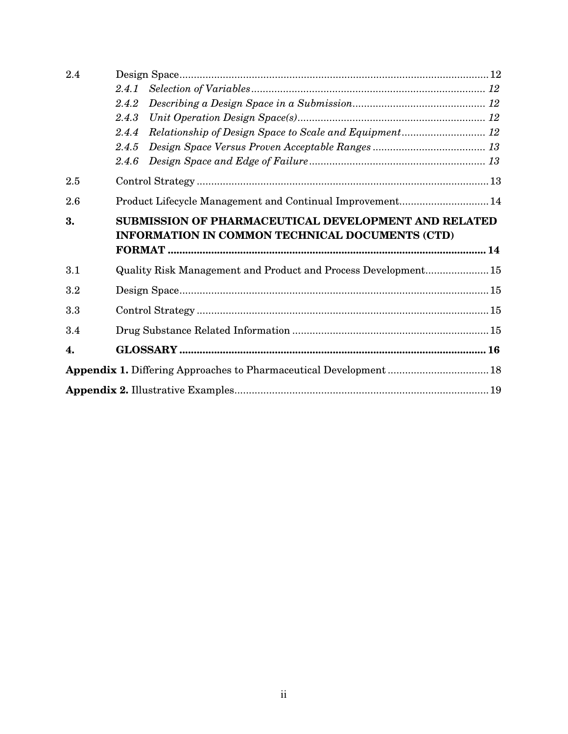| | | |
|---|---|---|
| 2.4 | Design Space | 12 |
| | *2.4.1 Selection of Variables* | *12* |
| | *2.4.2 Describing a Design Space in a Submission* | *12* |
| | *2.4.3 Unit Operation Design Space(s)* | *12* |
| | *2.4.4 Relationship of Design Space to Scale and Equipment* | *12* |
| | *2.4.5 Design Space Versus Proven Acceptable Ranges* | *13* |
| | *2.4.6 Design Space and Edge of Failure* | *13* |
| 2.5 | Control Strategy | 13 |
| 2.6 | Product Lifecycle Management and Continual Improvement | 14 |
| **3.** | **SUBMISSION OF PHARMACEUTICAL DEVELOPMENT AND RELATED INFORMATION IN COMMON TECHNICAL DOCUMENTS (CTD) FORMAT** | **14** |
| 3.1 | Quality Risk Management and Product and Process Development | 15 |
| 3.2 | Design Space | 15 |
| 3.3 | Control Strategy | 15 |
| 3.4 | Drug Substance Related Information | 15 |
| **4.** | **GLOSSARY** | **16** |
| **Appendix 1.** | Differing Approaches to Pharmaceutical Development | 18 |
| **Appendix 2.** | Illustrative Examples | 19 |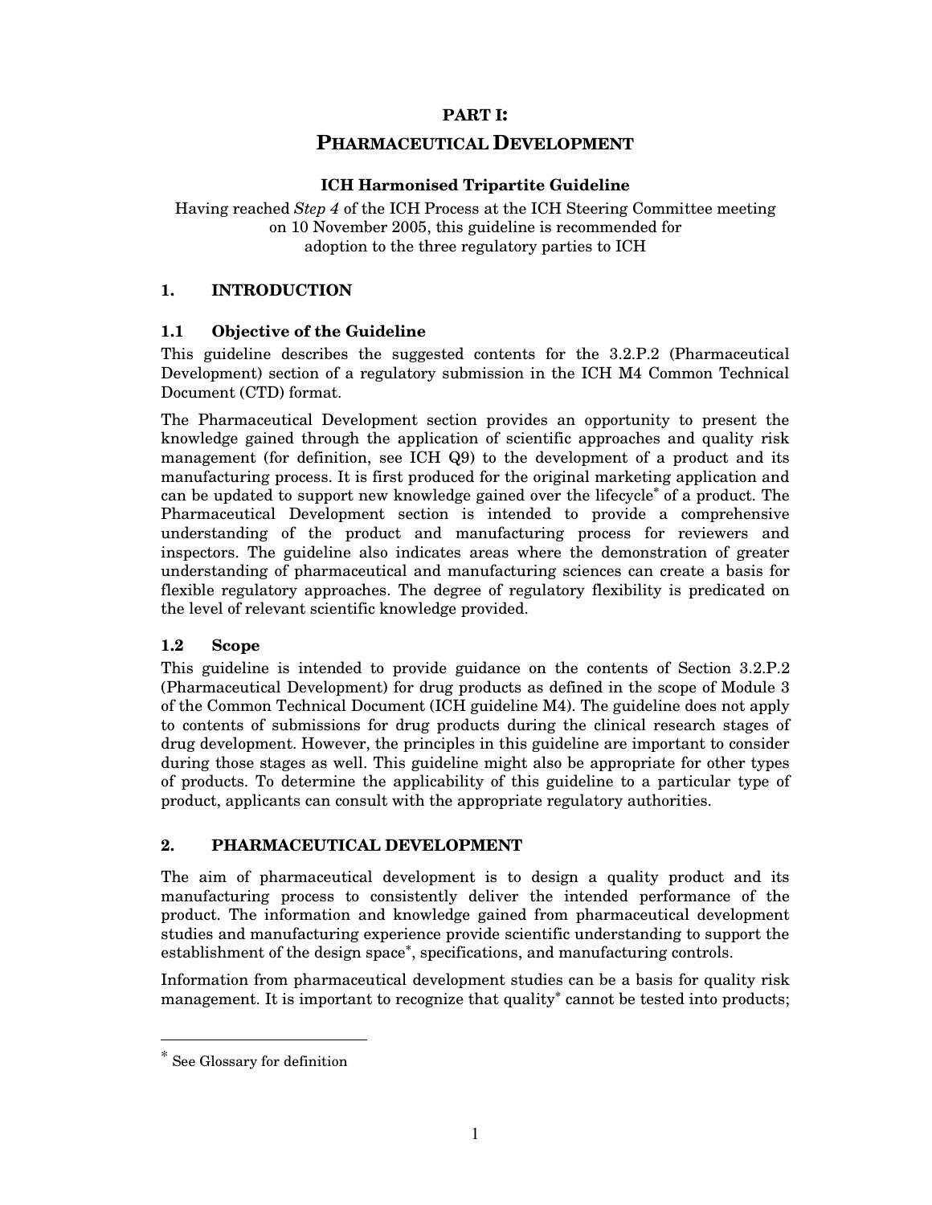# PART I:

# PHARMACEUTICAL DEVELOPMENT

**ICH Harmonised Tripartite Guideline**

Having reached *Step 4* of the ICH Process at the ICH Steering Committee meeting on 10 November 2005, this guideline is recommended for adoption to the three regulatory parties to ICH

## 1. INTRODUCTION

### 1.1 Objective of the Guideline

This guideline describes the suggested contents for the 3.2.P.2 (Pharmaceutical Development) section of a regulatory submission in the ICH M4 Common Technical Document (CTD) format.

The Pharmaceutical Development section provides an opportunity to present the knowledge gained through the application of scientific approaches and quality risk management (for definition, see ICH Q9) to the development of a product and its manufacturing process. It is first produced for the original marketing application and can be updated to support new knowledge gained over the lifecycle* of a product. The Pharmaceutical Development section is intended to provide a comprehensive understanding of the product and manufacturing process for reviewers and inspectors. The guideline also indicates areas where the demonstration of greater understanding of pharmaceutical and manufacturing sciences can create a basis for flexible regulatory approaches. The degree of regulatory flexibility is predicated on the level of relevant scientific knowledge provided.

### 1.2 Scope

This guideline is intended to provide guidance on the contents of Section 3.2.P.2 (Pharmaceutical Development) for drug products as defined in the scope of Module 3 of the Common Technical Document (ICH guideline M4). The guideline does not apply to contents of submissions for drug products during the clinical research stages of drug development. However, the principles in this guideline are important to consider during those stages as well. This guideline might also be appropriate for other types of products. To determine the applicability of this guideline to a particular type of product, applicants can consult with the appropriate regulatory authorities.

## 2. PHARMACEUTICAL DEVELOPMENT

The aim of pharmaceutical development is to design a quality product and its manufacturing process to consistently deliver the intended performance of the product. The information and knowledge gained from pharmaceutical development studies and manufacturing experience provide scientific understanding to support the establishment of the design space*, specifications, and manufacturing controls.

Information from pharmaceutical development studies can be a basis for quality risk management. It is important to recognize that quality* cannot be tested into products;

---

* See Glossary for definition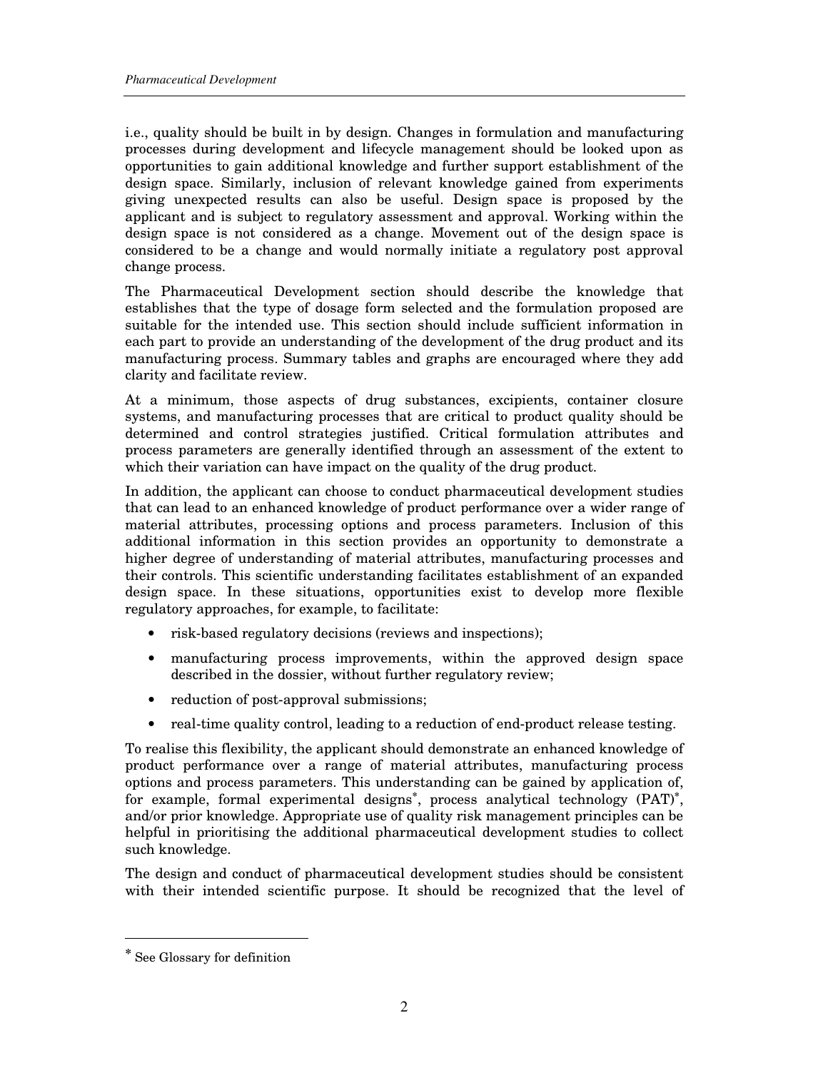i.e., quality should be built in by design. Changes in formulation and manufacturing processes during development and lifecycle management should be looked upon as opportunities to gain additional knowledge and further support establishment of the design space. Similarly, inclusion of relevant knowledge gained from experiments giving unexpected results can also be useful. Design space is proposed by the applicant and is subject to regulatory assessment and approval. Working within the design space is not considered as a change. Movement out of the design space is considered to be a change and would normally initiate a regulatory post approval change process.

The Pharmaceutical Development section should describe the knowledge that establishes that the type of dosage form selected and the formulation proposed are suitable for the intended use. This section should include sufficient information in each part to provide an understanding of the development of the drug product and its manufacturing process. Summary tables and graphs are encouraged where they add clarity and facilitate review.

At a minimum, those aspects of drug substances, excipients, container closure systems, and manufacturing processes that are critical to product quality should be determined and control strategies justified. Critical formulation attributes and process parameters are generally identified through an assessment of the extent to which their variation can have impact on the quality of the drug product.

In addition, the applicant can choose to conduct pharmaceutical development studies that can lead to an enhanced knowledge of product performance over a wider range of material attributes, processing options and process parameters. Inclusion of this additional information in this section provides an opportunity to demonstrate a higher degree of understanding of material attributes, manufacturing processes and their controls. This scientific understanding facilitates establishment of an expanded design space. In these situations, opportunities exist to develop more flexible regulatory approaches, for example, to facilitate:

- risk-based regulatory decisions (reviews and inspections);
- manufacturing process improvements, within the approved design space described in the dossier, without further regulatory review;
- reduction of post-approval submissions;
- real-time quality control, leading to a reduction of end-product release testing.

To realise this flexibility, the applicant should demonstrate an enhanced knowledge of product performance over a range of material attributes, manufacturing process options and process parameters. This understanding can be gained by application of, for example, formal experimental designs*, process analytical technology (PAT)*, and/or prior knowledge. Appropriate use of quality risk management principles can be helpful in prioritising the additional pharmaceutical development studies to collect such knowledge.

The design and conduct of pharmaceutical development studies should be consistent with their intended scientific purpose. It should be recognized that the level of

---

* See Glossary for definition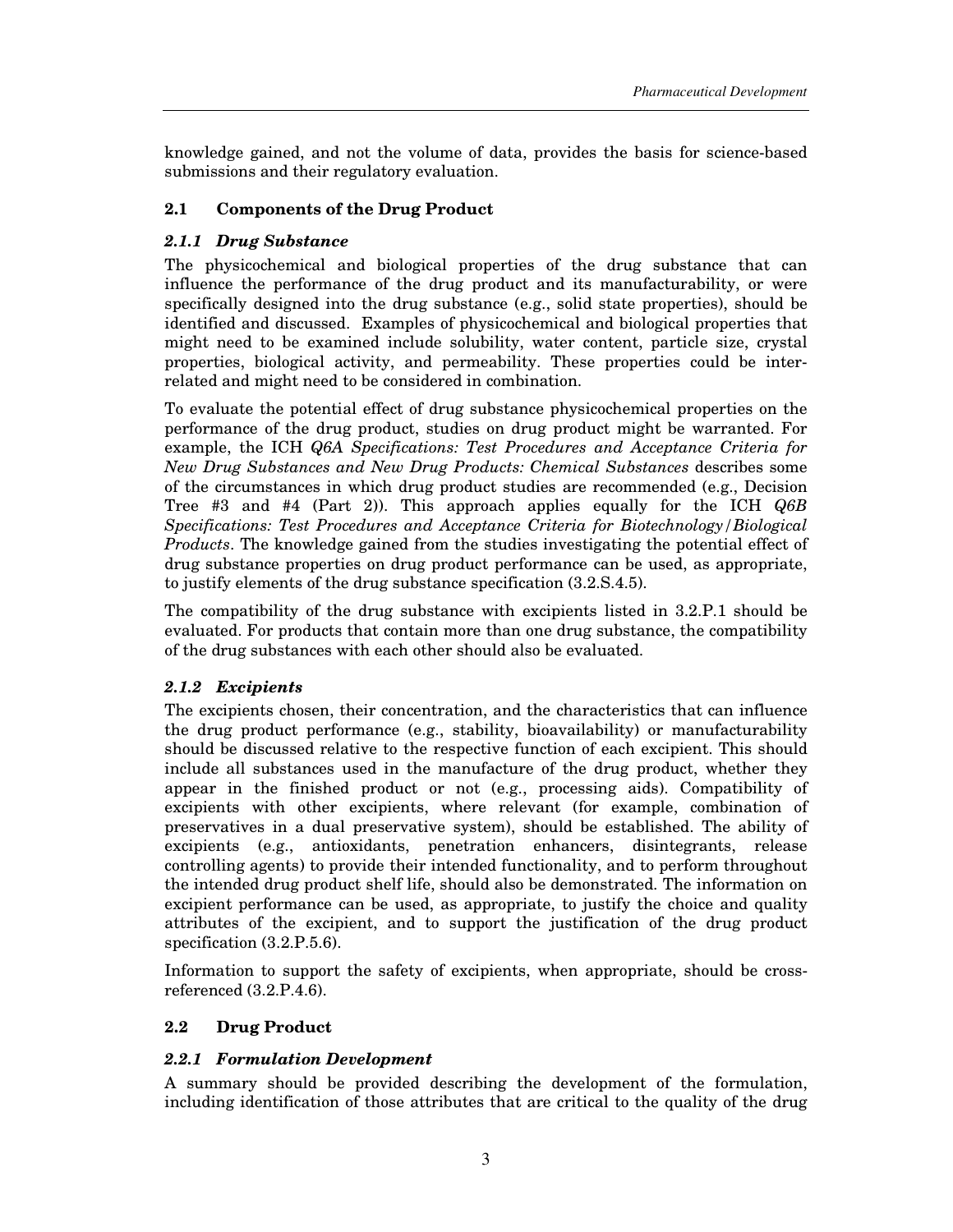knowledge gained, and not the volume of data, provides the basis for science-based submissions and their regulatory evaluation.

## 2.1 Components of the Drug Product

### *2.1.1 Drug Substance*

The physicochemical and biological properties of the drug substance that can influence the performance of the drug product and its manufacturability, or were specifically designed into the drug substance (e.g., solid state properties), should be identified and discussed. Examples of physicochemical and biological properties that might need to be examined include solubility, water content, particle size, crystal properties, biological activity, and permeability. These properties could be inter-related and might need to be considered in combination.

To evaluate the potential effect of drug substance physicochemical properties on the performance of the drug product, studies on drug product might be warranted. For example, the ICH *Q6A Specifications: Test Procedures and Acceptance Criteria for New Drug Substances and New Drug Products: Chemical Substances* describes some of the circumstances in which drug product studies are recommended (e.g., Decision Tree #3 and #4 (Part 2)). This approach applies equally for the ICH *Q6B Specifications: Test Procedures and Acceptance Criteria for Biotechnology/Biological Products*. The knowledge gained from the studies investigating the potential effect of drug substance properties on drug product performance can be used, as appropriate, to justify elements of the drug substance specification (3.2.S.4.5).

The compatibility of the drug substance with excipients listed in 3.2.P.1 should be evaluated. For products that contain more than one drug substance, the compatibility of the drug substances with each other should also be evaluated.

### *2.1.2 Excipients*

The excipients chosen, their concentration, and the characteristics that can influence the drug product performance (e.g., stability, bioavailability) or manufacturability should be discussed relative to the respective function of each excipient. This should include all substances used in the manufacture of the drug product, whether they appear in the finished product or not (e.g., processing aids). Compatibility of excipients with other excipients, where relevant (for example, combination of preservatives in a dual preservative system), should be established. The ability of excipients (e.g., antioxidants, penetration enhancers, disintegrants, release controlling agents) to provide their intended functionality, and to perform throughout the intended drug product shelf life, should also be demonstrated. The information on excipient performance can be used, as appropriate, to justify the choice and quality attributes of the excipient, and to support the justification of the drug product specification (3.2.P.5.6).

Information to support the safety of excipients, when appropriate, should be cross-referenced (3.2.P.4.6).

## 2.2 Drug Product

### *2.2.1 Formulation Development*

A summary should be provided describing the development of the formulation, including identification of those attributes that are critical to the quality of the drug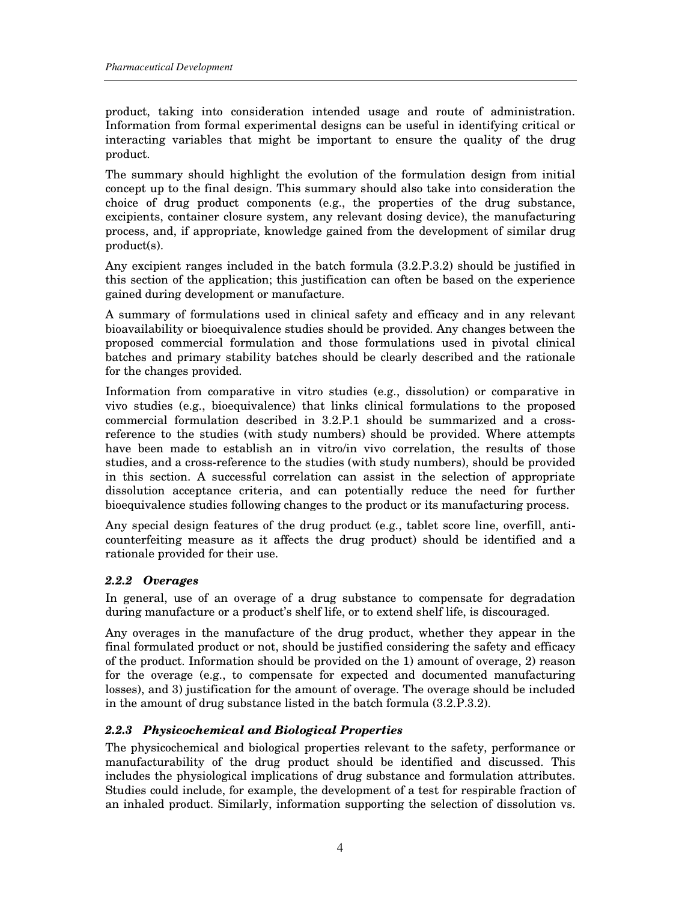product, taking into consideration intended usage and route of administration. Information from formal experimental designs can be useful in identifying critical or interacting variables that might be important to ensure the quality of the drug product.

The summary should highlight the evolution of the formulation design from initial concept up to the final design. This summary should also take into consideration the choice of drug product components (e.g., the properties of the drug substance, excipients, container closure system, any relevant dosing device), the manufacturing process, and, if appropriate, knowledge gained from the development of similar drug product(s).

Any excipient ranges included in the batch formula (3.2.P.3.2) should be justified in this section of the application; this justification can often be based on the experience gained during development or manufacture.

A summary of formulations used in clinical safety and efficacy and in any relevant bioavailability or bioequivalence studies should be provided. Any changes between the proposed commercial formulation and those formulations used in pivotal clinical batches and primary stability batches should be clearly described and the rationale for the changes provided.

Information from comparative in vitro studies (e.g., dissolution) or comparative in vivo studies (e.g., bioequivalence) that links clinical formulations to the proposed commercial formulation described in 3.2.P.1 should be summarized and a cross-reference to the studies (with study numbers) should be provided. Where attempts have been made to establish an in vitro/in vivo correlation, the results of those studies, and a cross-reference to the studies (with study numbers), should be provided in this section. A successful correlation can assist in the selection of appropriate dissolution acceptance criteria, and can potentially reduce the need for further bioequivalence studies following changes to the product or its manufacturing process.

Any special design features of the drug product (e.g., tablet score line, overfill, anti-counterfeiting measure as it affects the drug product) should be identified and a rationale provided for their use.

### *2.2.2 Overages*

In general, use of an overage of a drug substance to compensate for degradation during manufacture or a product's shelf life, or to extend shelf life, is discouraged.

Any overages in the manufacture of the drug product, whether they appear in the final formulated product or not, should be justified considering the safety and efficacy of the product. Information should be provided on the 1) amount of overage, 2) reason for the overage (e.g., to compensate for expected and documented manufacturing losses), and 3) justification for the amount of overage. The overage should be included in the amount of drug substance listed in the batch formula (3.2.P.3.2).

### *2.2.3 Physicochemical and Biological Properties*

The physicochemical and biological properties relevant to the safety, performance or manufacturability of the drug product should be identified and discussed. This includes the physiological implications of drug substance and formulation attributes. Studies could include, for example, the development of a test for respirable fraction of an inhaled product. Similarly, information supporting the selection of dissolution vs.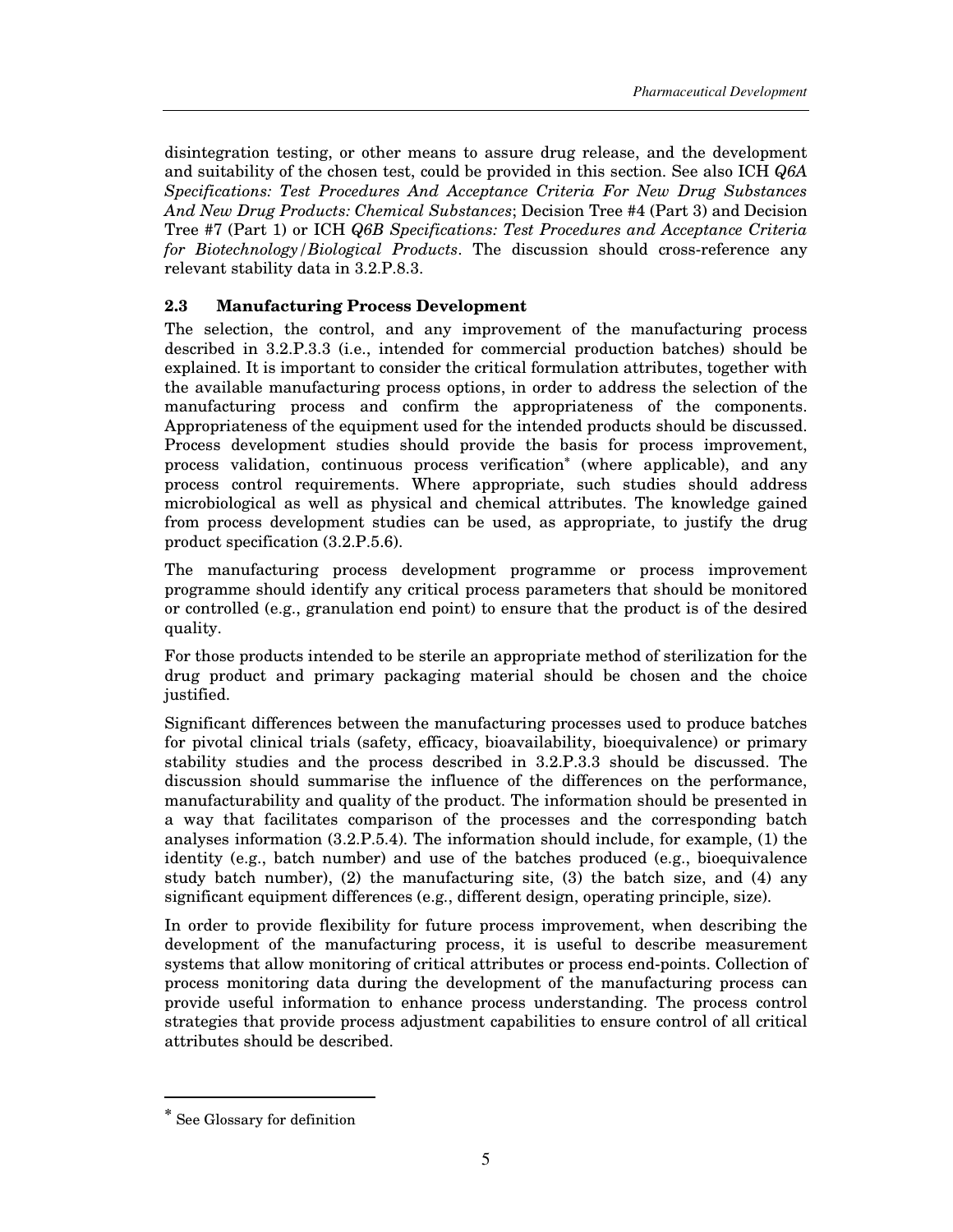disintegration testing, or other means to assure drug release, and the development and suitability of the chosen test, could be provided in this section. See also ICH *Q6A Specifications: Test Procedures And Acceptance Criteria For New Drug Substances And New Drug Products: Chemical Substances*; Decision Tree #4 (Part 3) and Decision Tree #7 (Part 1) or ICH *Q6B Specifications: Test Procedures and Acceptance Criteria for Biotechnology/Biological Products*. The discussion should cross-reference any relevant stability data in 3.2.P.8.3.

### 2.3 Manufacturing Process Development

The selection, the control, and any improvement of the manufacturing process described in 3.2.P.3.3 (i.e., intended for commercial production batches) should be explained. It is important to consider the critical formulation attributes, together with the available manufacturing process options, in order to address the selection of the manufacturing process and confirm the appropriateness of the components. Appropriateness of the equipment used for the intended products should be discussed. Process development studies should provide the basis for process improvement, process validation, continuous process verification* (where applicable), and any process control requirements. Where appropriate, such studies should address microbiological as well as physical and chemical attributes. The knowledge gained from process development studies can be used, as appropriate, to justify the drug product specification (3.2.P.5.6).

The manufacturing process development programme or process improvement programme should identify any critical process parameters that should be monitored or controlled (e.g., granulation end point) to ensure that the product is of the desired quality.

For those products intended to be sterile an appropriate method of sterilization for the drug product and primary packaging material should be chosen and the choice justified.

Significant differences between the manufacturing processes used to produce batches for pivotal clinical trials (safety, efficacy, bioavailability, bioequivalence) or primary stability studies and the process described in 3.2.P.3.3 should be discussed. The discussion should summarise the influence of the differences on the performance, manufacturability and quality of the product. The information should be presented in a way that facilitates comparison of the processes and the corresponding batch analyses information (3.2.P.5.4). The information should include, for example, (1) the identity (e.g., batch number) and use of the batches produced (e.g., bioequivalence study batch number), (2) the manufacturing site, (3) the batch size, and (4) any significant equipment differences (e.g., different design, operating principle, size).

In order to provide flexibility for future process improvement, when describing the development of the manufacturing process, it is useful to describe measurement systems that allow monitoring of critical attributes or process end-points. Collection of process monitoring data during the development of the manufacturing process can provide useful information to enhance process understanding. The process control strategies that provide process adjustment capabilities to ensure control of all critical attributes should be described.

---

* See Glossary for definition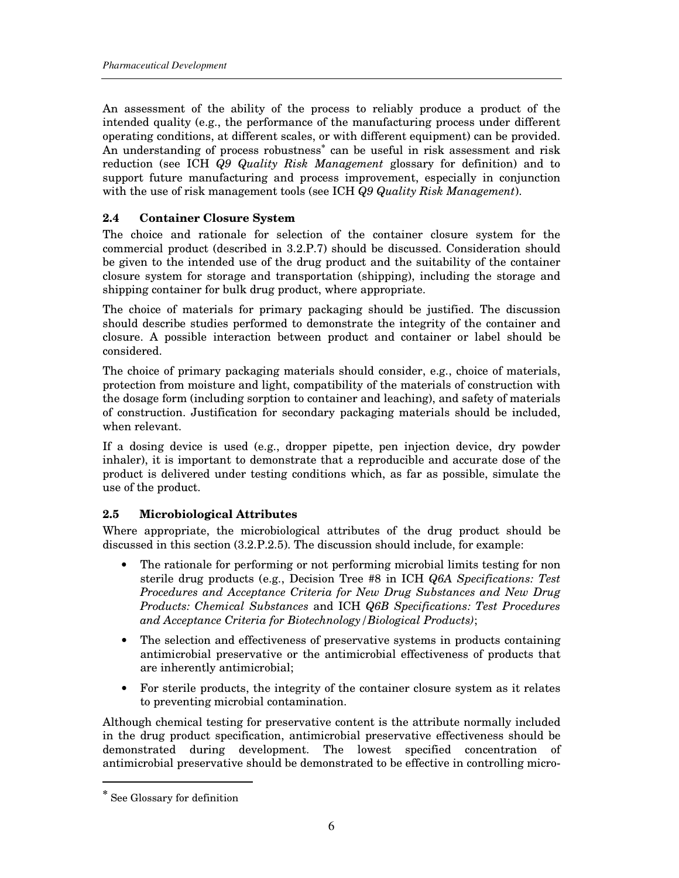An assessment of the ability of the process to reliably produce a product of the intended quality (e.g., the performance of the manufacturing process under different operating conditions, at different scales, or with different equipment) can be provided. An understanding of process robustness[*] can be useful in risk assessment and risk reduction (see ICH *Q9 Quality Risk Management* glossary for definition) and to support future manufacturing and process improvement, especially in conjunction with the use of risk management tools (see ICH *Q9 Quality Risk Management*).

### 2.4 Container Closure System

The choice and rationale for selection of the container closure system for the commercial product (described in 3.2.P.7) should be discussed. Consideration should be given to the intended use of the drug product and the suitability of the container closure system for storage and transportation (shipping), including the storage and shipping container for bulk drug product, where appropriate.

The choice of materials for primary packaging should be justified. The discussion should describe studies performed to demonstrate the integrity of the container and closure. A possible interaction between product and container or label should be considered.

The choice of primary packaging materials should consider, e.g., choice of materials, protection from moisture and light, compatibility of the materials of construction with the dosage form (including sorption to container and leaching), and safety of materials of construction. Justification for secondary packaging materials should be included, when relevant.

If a dosing device is used (e.g., dropper pipette, pen injection device, dry powder inhaler), it is important to demonstrate that a reproducible and accurate dose of the product is delivered under testing conditions which, as far as possible, simulate the use of the product.

### 2.5 Microbiological Attributes

Where appropriate, the microbiological attributes of the drug product should be discussed in this section (3.2.P.2.5). The discussion should include, for example:

- The rationale for performing or not performing microbial limits testing for non sterile drug products (e.g., Decision Tree #8 in ICH *Q6A Specifications: Test Procedures and Acceptance Criteria for New Drug Substances and New Drug Products: Chemical Substances* and ICH *Q6B Specifications: Test Procedures and Acceptance Criteria for Biotechnology/Biological Products)*;
- The selection and effectiveness of preservative systems in products containing antimicrobial preservative or the antimicrobial effectiveness of products that are inherently antimicrobial;
- For sterile products, the integrity of the container closure system as it relates to preventing microbial contamination.

Although chemical testing for preservative content is the attribute normally included in the drug product specification, antimicrobial preservative effectiveness should be demonstrated during development. The lowest specified concentration of antimicrobial preservative should be demonstrated to be effective in controlling micro-

[*] See Glossary for definition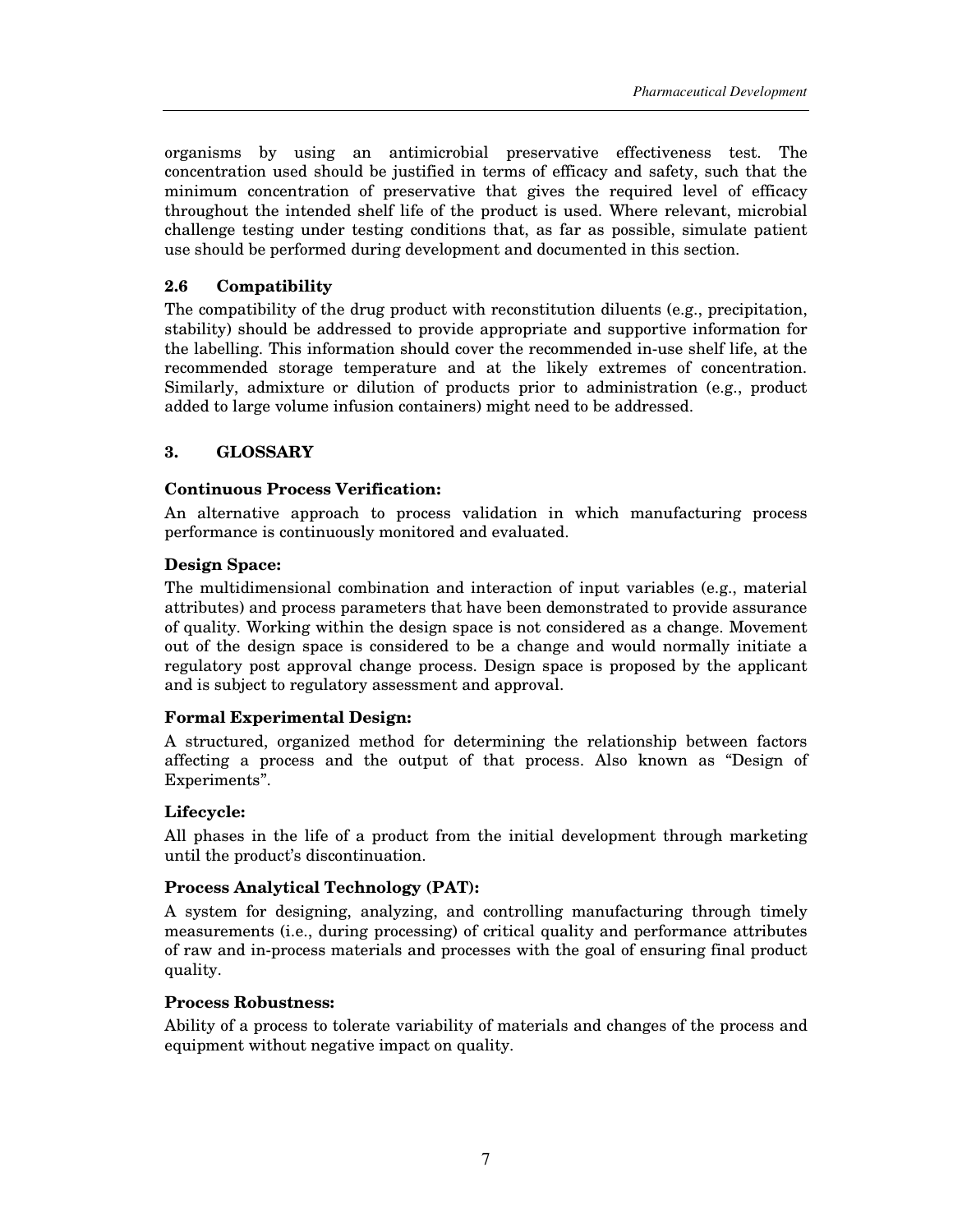organisms by using an antimicrobial preservative effectiveness test. The concentration used should be justified in terms of efficacy and safety, such that the minimum concentration of preservative that gives the required level of efficacy throughout the intended shelf life of the product is used. Where relevant, microbial challenge testing under testing conditions that, as far as possible, simulate patient use should be performed during development and documented in this section.

### 2.6 Compatibility

The compatibility of the drug product with reconstitution diluents (e.g., precipitation, stability) should be addressed to provide appropriate and supportive information for the labelling. This information should cover the recommended in-use shelf life, at the recommended storage temperature and at the likely extremes of concentration. Similarly, admixture or dilution of products prior to administration (e.g., product added to large volume infusion containers) might need to be addressed.

## 3. GLOSSARY

**Continuous Process Verification:**

An alternative approach to process validation in which manufacturing process performance is continuously monitored and evaluated.

**Design Space:**

The multidimensional combination and interaction of input variables (e.g., material attributes) and process parameters that have been demonstrated to provide assurance of quality. Working within the design space is not considered as a change. Movement out of the design space is considered to be a change and would normally initiate a regulatory post approval change process. Design space is proposed by the applicant and is subject to regulatory assessment and approval.

**Formal Experimental Design:**

A structured, organized method for determining the relationship between factors affecting a process and the output of that process. Also known as "Design of Experiments".

**Lifecycle:**

All phases in the life of a product from the initial development through marketing until the product's discontinuation.

**Process Analytical Technology (PAT):**

A system for designing, analyzing, and controlling manufacturing through timely measurements (i.e., during processing) of critical quality and performance attributes of raw and in-process materials and processes with the goal of ensuring final product quality.

**Process Robustness:**

Ability of a process to tolerate variability of materials and changes of the process and equipment without negative impact on quality.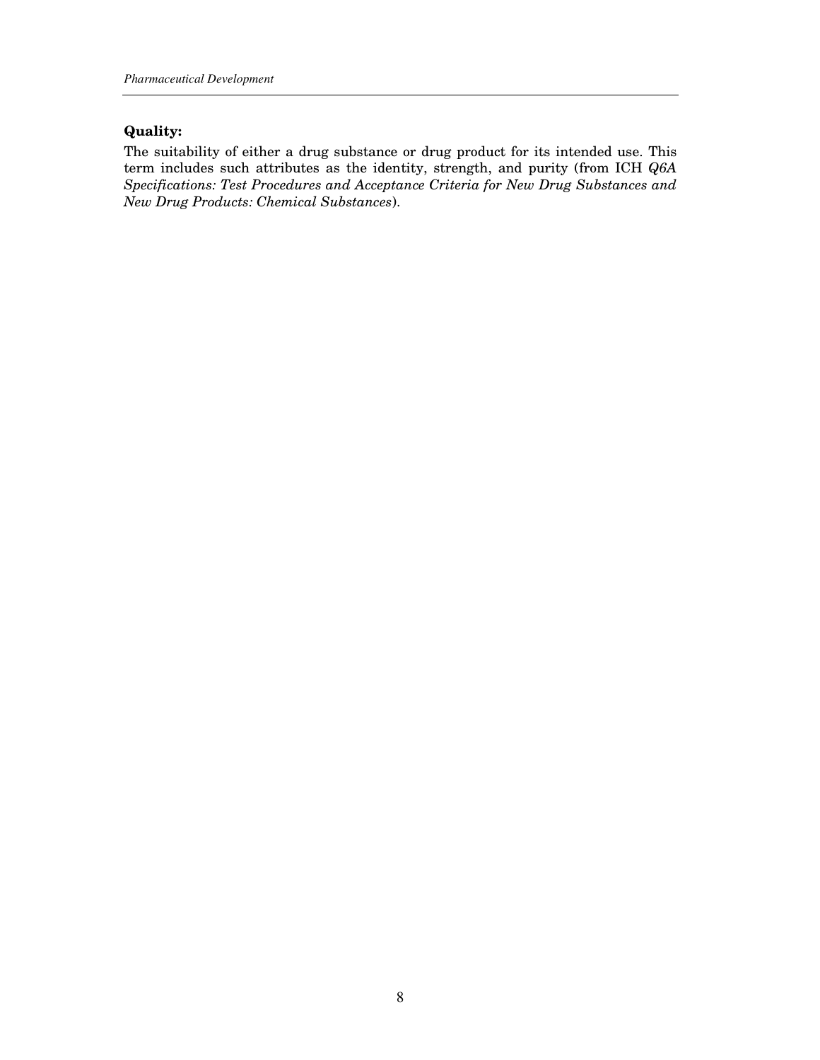**Quality:**

The suitability of either a drug substance or drug product for its intended use. This term includes such attributes as the identity, strength, and purity (from ICH *Q6A Specifications: Test Procedures and Acceptance Criteria for New Drug Substances and New Drug Products: Chemical Substances*).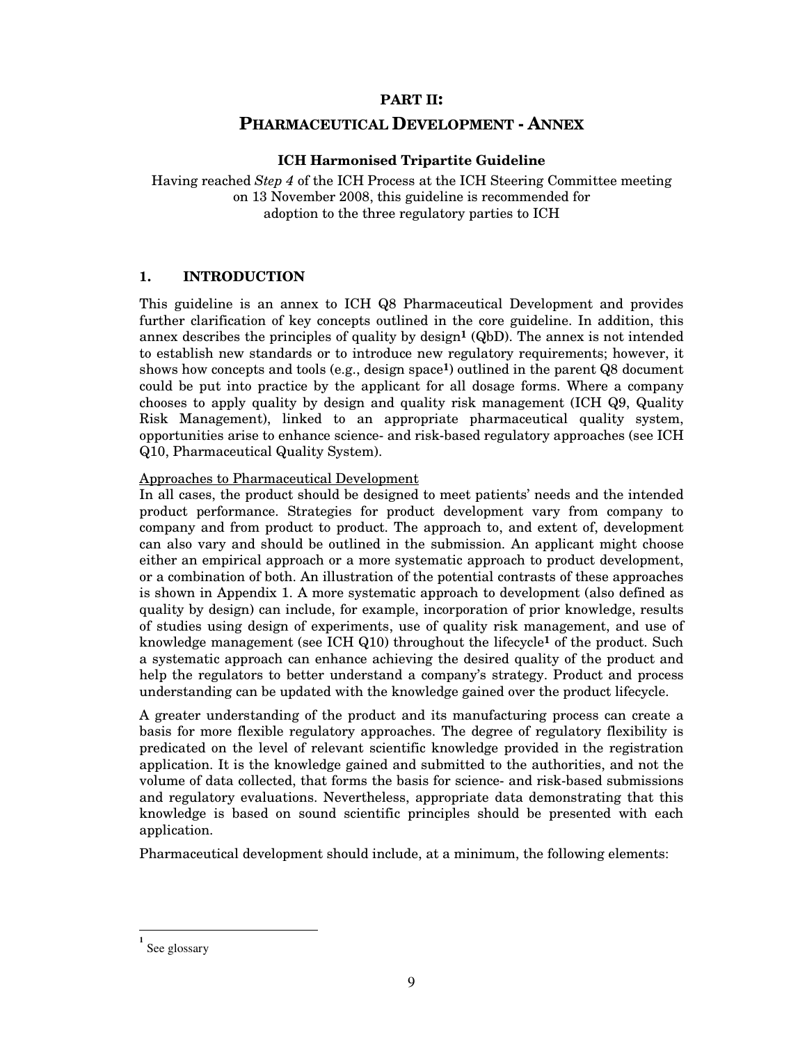# PART II:

# PHARMACEUTICAL DEVELOPMENT - ANNEX

### ICH Harmonised Tripartite Guideline

Having reached *Step 4* of the ICH Process at the ICH Steering Committee meeting on 13 November 2008, this guideline is recommended for adoption to the three regulatory parties to ICH

## 1. INTRODUCTION

This guideline is an annex to ICH Q8 Pharmaceutical Development and provides further clarification of key concepts outlined in the core guideline. In addition, this annex describes the principles of quality by design[1] (QbD). The annex is not intended to establish new standards or to introduce new regulatory requirements; however, it shows how concepts and tools (e.g., design space[1]) outlined in the parent Q8 document could be put into practice by the applicant for all dosage forms. Where a company chooses to apply quality by design and quality risk management (ICH Q9, Quality Risk Management), linked to an appropriate pharmaceutical quality system, opportunities arise to enhance science- and risk-based regulatory approaches (see ICH Q10, Pharmaceutical Quality System).

Approaches to Pharmaceutical Development

In all cases, the product should be designed to meet patients' needs and the intended product performance. Strategies for product development vary from company to company and from product to product. The approach to, and extent of, development can also vary and should be outlined in the submission. An applicant might choose either an empirical approach or a more systematic approach to product development, or a combination of both. An illustration of the potential contrasts of these approaches is shown in Appendix 1. A more systematic approach to development (also defined as quality by design) can include, for example, incorporation of prior knowledge, results of studies using design of experiments, use of quality risk management, and use of knowledge management (see ICH Q10) throughout the lifecycle[1] of the product. Such a systematic approach can enhance achieving the desired quality of the product and help the regulators to better understand a company's strategy. Product and process understanding can be updated with the knowledge gained over the product lifecycle.

A greater understanding of the product and its manufacturing process can create a basis for more flexible regulatory approaches. The degree of regulatory flexibility is predicated on the level of relevant scientific knowledge provided in the registration application. It is the knowledge gained and submitted to the authorities, and not the volume of data collected, that forms the basis for science- and risk-based submissions and regulatory evaluations. Nevertheless, appropriate data demonstrating that this knowledge is based on sound scientific principles should be presented with each application.

Pharmaceutical development should include, at a minimum, the following elements:

[1] See glossary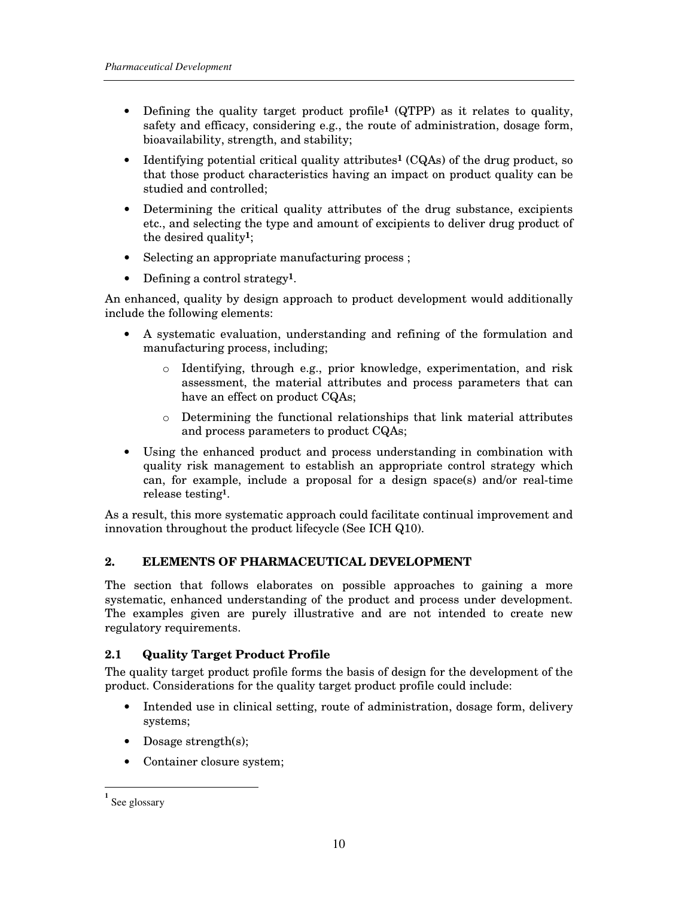- Defining the quality target product profile[1] (QTPP) as it relates to quality, safety and efficacy, considering e.g., the route of administration, dosage form, bioavailability, strength, and stability;
- Identifying potential critical quality attributes[1] (CQAs) of the drug product, so that those product characteristics having an impact on product quality can be studied and controlled;
- Determining the critical quality attributes of the drug substance, excipients etc., and selecting the type and amount of excipients to deliver drug product of the desired quality[1];
- Selecting an appropriate manufacturing process ;
- Defining a control strategy[1].

An enhanced, quality by design approach to product development would additionally include the following elements:

- A systematic evaluation, understanding and refining of the formulation and manufacturing process, including;
    - Identifying, through e.g., prior knowledge, experimentation, and risk assessment, the material attributes and process parameters that can have an effect on product CQAs;
    - Determining the functional relationships that link material attributes and process parameters to product CQAs;
- Using the enhanced product and process understanding in combination with quality risk management to establish an appropriate control strategy which can, for example, include a proposal for a design space(s) and/or real-time release testing[1].

As a result, this more systematic approach could facilitate continual improvement and innovation throughout the product lifecycle (See ICH Q10).

## 2. ELEMENTS OF PHARMACEUTICAL DEVELOPMENT

The section that follows elaborates on possible approaches to gaining a more systematic, enhanced understanding of the product and process under development. The examples given are purely illustrative and are not intended to create new regulatory requirements.

### 2.1 Quality Target Product Profile

The quality target product profile forms the basis of design for the development of the product. Considerations for the quality target product profile could include:

- Intended use in clinical setting, route of administration, dosage form, delivery systems;
- Dosage strength(s);
- Container closure system;

---

[1] See glossary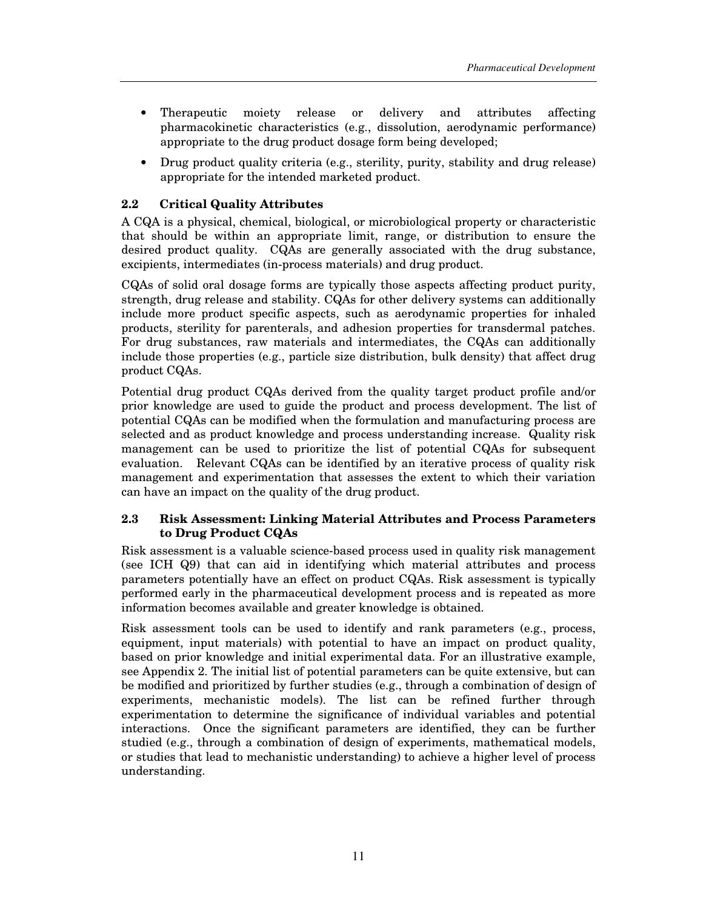- Therapeutic moiety release or delivery and attributes affecting pharmacokinetic characteristics (e.g., dissolution, aerodynamic performance) appropriate to the drug product dosage form being developed;
- Drug product quality criteria (e.g., sterility, purity, stability and drug release) appropriate for the intended marketed product.

### 2.2 Critical Quality Attributes

A CQA is a physical, chemical, biological, or microbiological property or characteristic that should be within an appropriate limit, range, or distribution to ensure the desired product quality. CQAs are generally associated with the drug substance, excipients, intermediates (in-process materials) and drug product.

CQAs of solid oral dosage forms are typically those aspects affecting product purity, strength, drug release and stability. CQAs for other delivery systems can additionally include more product specific aspects, such as aerodynamic properties for inhaled products, sterility for parenterals, and adhesion properties for transdermal patches. For drug substances, raw materials and intermediates, the CQAs can additionally include those properties (e.g., particle size distribution, bulk density) that affect drug product CQAs.

Potential drug product CQAs derived from the quality target product profile and/or prior knowledge are used to guide the product and process development. The list of potential CQAs can be modified when the formulation and manufacturing process are selected and as product knowledge and process understanding increase. Quality risk management can be used to prioritize the list of potential CQAs for subsequent evaluation. Relevant CQAs can be identified by an iterative process of quality risk management and experimentation that assesses the extent to which their variation can have an impact on the quality of the drug product.

### 2.3 Risk Assessment: Linking Material Attributes and Process Parameters to Drug Product CQAs

Risk assessment is a valuable science-based process used in quality risk management (see ICH Q9) that can aid in identifying which material attributes and process parameters potentially have an effect on product CQAs. Risk assessment is typically performed early in the pharmaceutical development process and is repeated as more information becomes available and greater knowledge is obtained.

Risk assessment tools can be used to identify and rank parameters (e.g., process, equipment, input materials) with potential to have an impact on product quality, based on prior knowledge and initial experimental data. For an illustrative example, see Appendix 2. The initial list of potential parameters can be quite extensive, but can be modified and prioritized by further studies (e.g., through a combination of design of experiments, mechanistic models). The list can be refined further through experimentation to determine the significance of individual variables and potential interactions. Once the significant parameters are identified, they can be further studied (e.g., through a combination of design of experiments, mathematical models, or studies that lead to mechanistic understanding) to achieve a higher level of process understanding.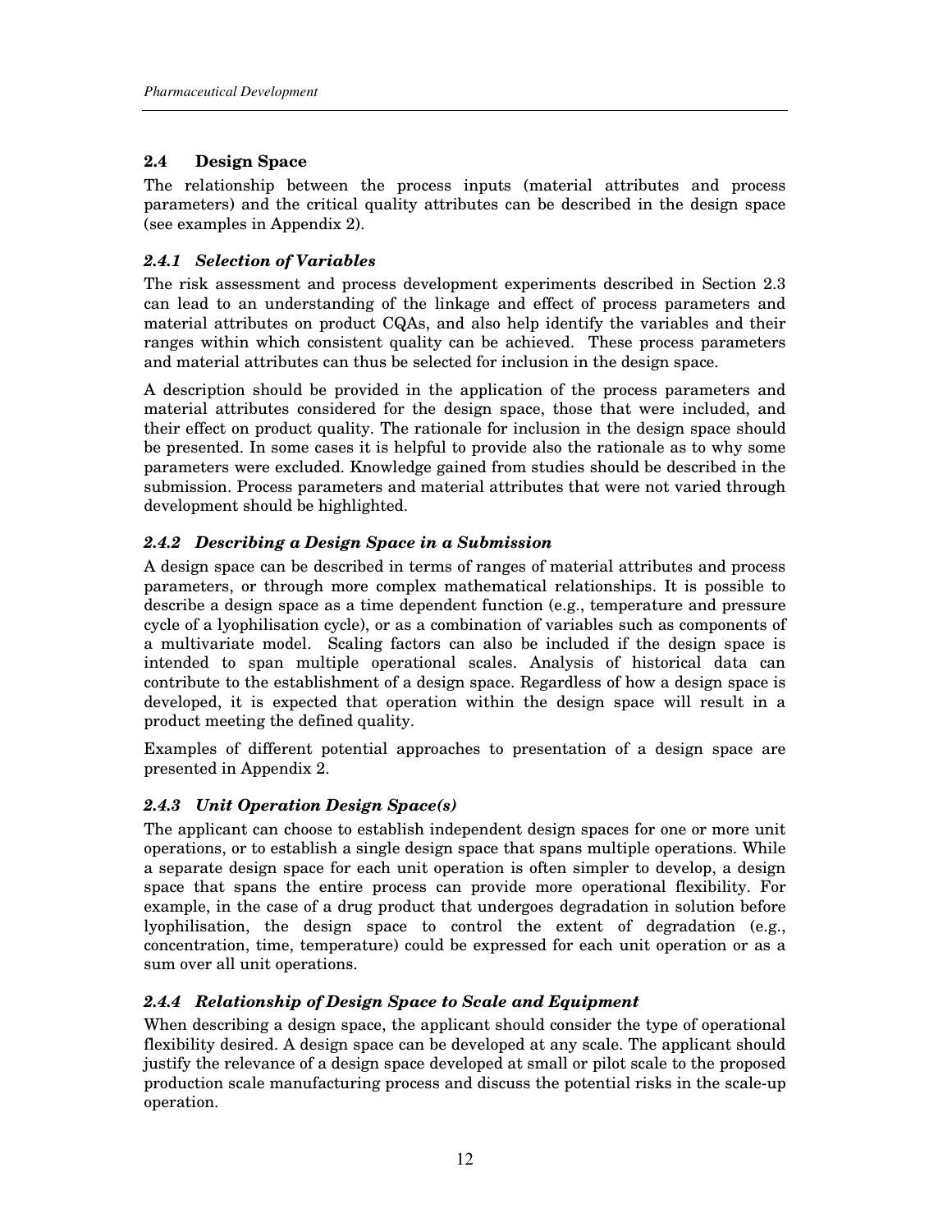## 2.4 Design Space

The relationship between the process inputs (material attributes and process parameters) and the critical quality attributes can be described in the design space (see examples in Appendix 2).

### *2.4.1 Selection of Variables*

The risk assessment and process development experiments described in Section 2.3 can lead to an understanding of the linkage and effect of process parameters and material attributes on product CQAs, and also help identify the variables and their ranges within which consistent quality can be achieved. These process parameters and material attributes can thus be selected for inclusion in the design space.

A description should be provided in the application of the process parameters and material attributes considered for the design space, those that were included, and their effect on product quality. The rationale for inclusion in the design space should be presented. In some cases it is helpful to provide also the rationale as to why some parameters were excluded. Knowledge gained from studies should be described in the submission. Process parameters and material attributes that were not varied through development should be highlighted.

### *2.4.2 Describing a Design Space in a Submission*

A design space can be described in terms of ranges of material attributes and process parameters, or through more complex mathematical relationships. It is possible to describe a design space as a time dependent function (e.g., temperature and pressure cycle of a lyophilisation cycle), or as a combination of variables such as components of a multivariate model. Scaling factors can also be included if the design space is intended to span multiple operational scales. Analysis of historical data can contribute to the establishment of a design space. Regardless of how a design space is developed, it is expected that operation within the design space will result in a product meeting the defined quality.

Examples of different potential approaches to presentation of a design space are presented in Appendix 2.

### *2.4.3 Unit Operation Design Space(s)*

The applicant can choose to establish independent design spaces for one or more unit operations, or to establish a single design space that spans multiple operations. While a separate design space for each unit operation is often simpler to develop, a design space that spans the entire process can provide more operational flexibility. For example, in the case of a drug product that undergoes degradation in solution before lyophilisation, the design space to control the extent of degradation (e.g., concentration, time, temperature) could be expressed for each unit operation or as a sum over all unit operations.

### *2.4.4 Relationship of Design Space to Scale and Equipment*

When describing a design space, the applicant should consider the type of operational flexibility desired. A design space can be developed at any scale. The applicant should justify the relevance of a design space developed at small or pilot scale to the proposed production scale manufacturing process and discuss the potential risks in the scale-up operation.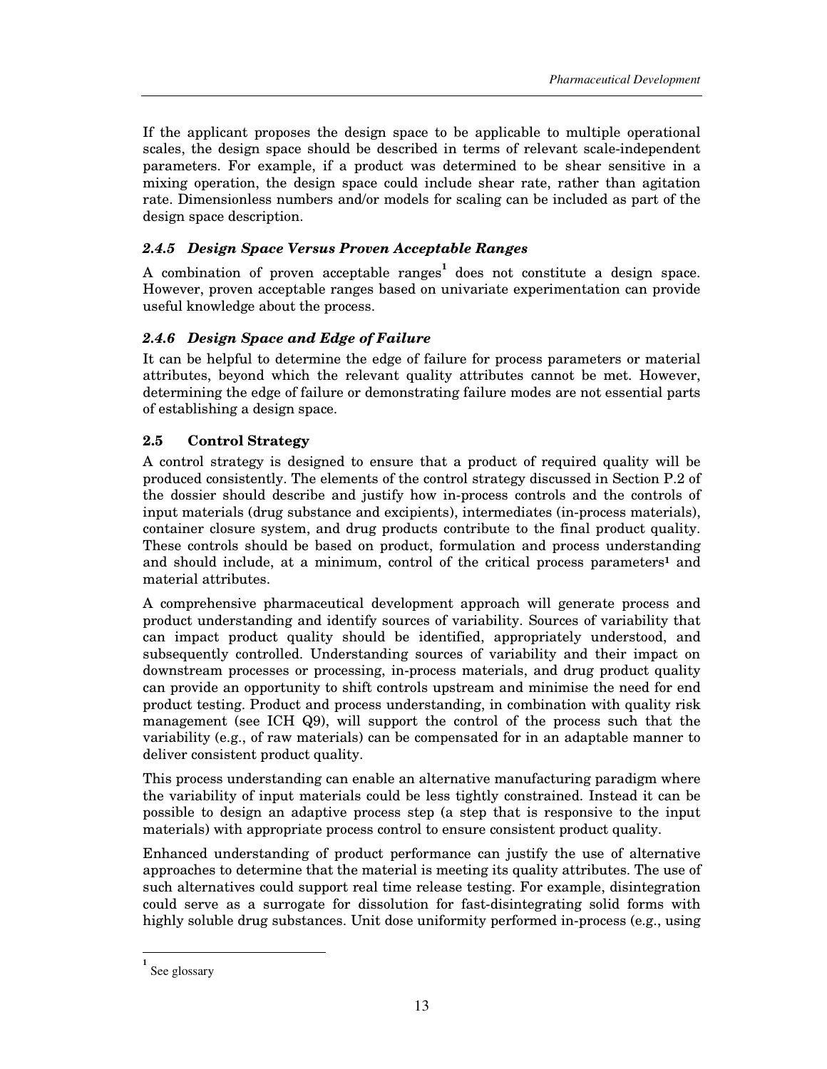If the applicant proposes the design space to be applicable to multiple operational scales, the design space should be described in terms of relevant scale-independent parameters. For example, if a product was determined to be shear sensitive in a mixing operation, the design space could include shear rate, rather than agitation rate. Dimensionless numbers and/or models for scaling can be included as part of the design space description.

### *2.4.5 Design Space Versus Proven Acceptable Ranges*

A combination of proven acceptable ranges[1] does not constitute a design space. However, proven acceptable ranges based on univariate experimentation can provide useful knowledge about the process.

### *2.4.6 Design Space and Edge of Failure*

It can be helpful to determine the edge of failure for process parameters or material attributes, beyond which the relevant quality attributes cannot be met. However, determining the edge of failure or demonstrating failure modes are not essential parts of establishing a design space.

## 2.5 Control Strategy

A control strategy is designed to ensure that a product of required quality will be produced consistently. The elements of the control strategy discussed in Section P.2 of the dossier should describe and justify how in-process controls and the controls of input materials (drug substance and excipients), intermediates (in-process materials), container closure system, and drug products contribute to the final product quality. These controls should be based on product, formulation and process understanding and should include, at a minimum, control of the critical process parameters[1] and material attributes.

A comprehensive pharmaceutical development approach will generate process and product understanding and identify sources of variability. Sources of variability that can impact product quality should be identified, appropriately understood, and subsequently controlled. Understanding sources of variability and their impact on downstream processes or processing, in-process materials, and drug product quality can provide an opportunity to shift controls upstream and minimise the need for end product testing. Product and process understanding, in combination with quality risk management (see ICH Q9), will support the control of the process such that the variability (e.g., of raw materials) can be compensated for in an adaptable manner to deliver consistent product quality.

This process understanding can enable an alternative manufacturing paradigm where the variability of input materials could be less tightly constrained. Instead it can be possible to design an adaptive process step (a step that is responsive to the input materials) with appropriate process control to ensure consistent product quality.

Enhanced understanding of product performance can justify the use of alternative approaches to determine that the material is meeting its quality attributes. The use of such alternatives could support real time release testing. For example, disintegration could serve as a surrogate for dissolution for fast-disintegrating solid forms with highly soluble drug substances. Unit dose uniformity performed in-process (e.g., using

---

[1] See glossary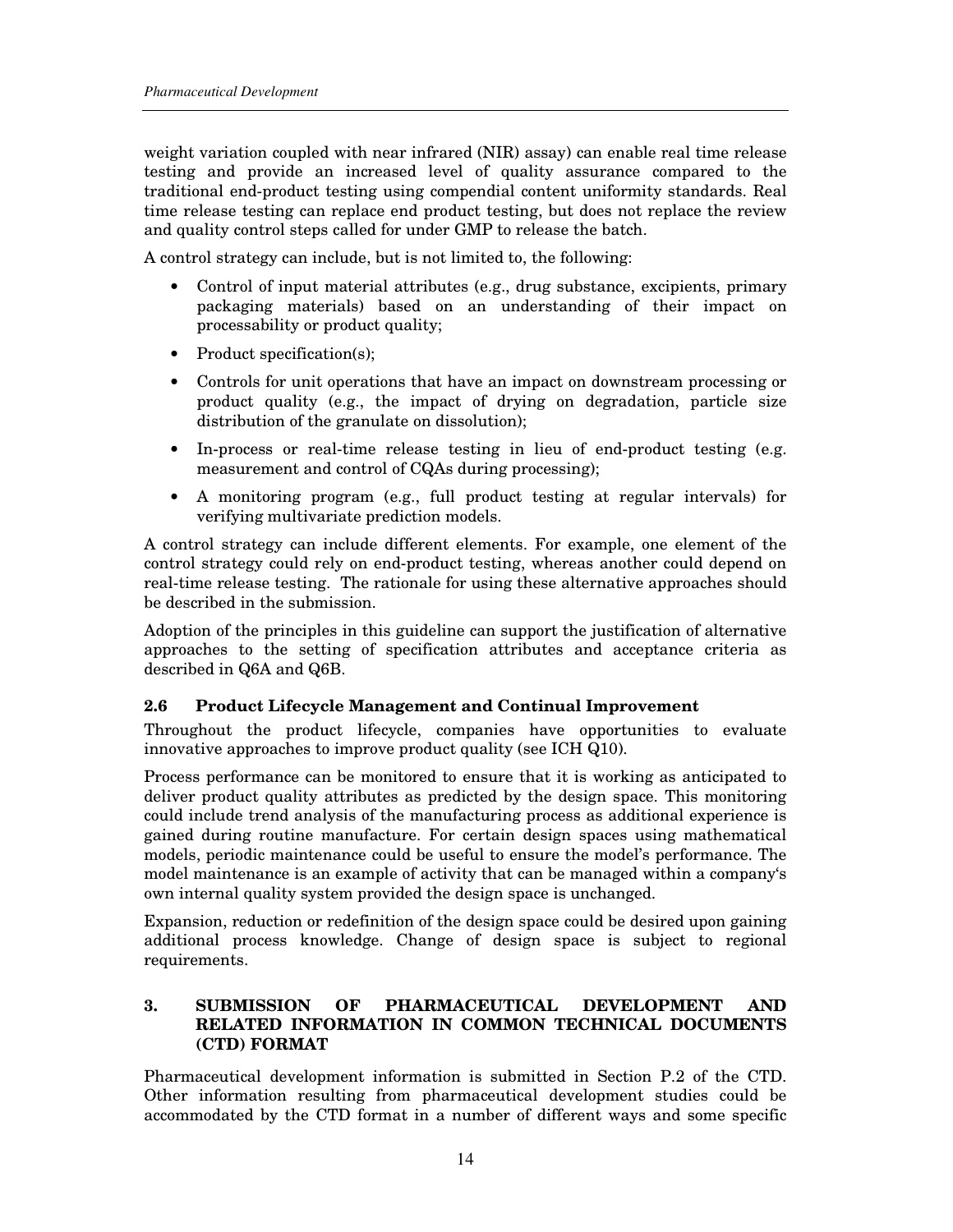weight variation coupled with near infrared (NIR) assay) can enable real time release testing and provide an increased level of quality assurance compared to the traditional end-product testing using compendial content uniformity standards. Real time release testing can replace end product testing, but does not replace the review and quality control steps called for under GMP to release the batch.

A control strategy can include, but is not limited to, the following:

- Control of input material attributes (e.g., drug substance, excipients, primary packaging materials) based on an understanding of their impact on processability or product quality;
- Product specification(s);
- Controls for unit operations that have an impact on downstream processing or product quality (e.g., the impact of drying on degradation, particle size distribution of the granulate on dissolution);
- In-process or real-time release testing in lieu of end-product testing (e.g. measurement and control of CQAs during processing);
- A monitoring program (e.g., full product testing at regular intervals) for verifying multivariate prediction models.

A control strategy can include different elements. For example, one element of the control strategy could rely on end-product testing, whereas another could depend on real-time release testing. The rationale for using these alternative approaches should be described in the submission.

Adoption of the principles in this guideline can support the justification of alternative approaches to the setting of specification attributes and acceptance criteria as described in Q6A and Q6B.

### 2.6 Product Lifecycle Management and Continual Improvement

Throughout the product lifecycle, companies have opportunities to evaluate innovative approaches to improve product quality (see ICH Q10).

Process performance can be monitored to ensure that it is working as anticipated to deliver product quality attributes as predicted by the design space. This monitoring could include trend analysis of the manufacturing process as additional experience is gained during routine manufacture. For certain design spaces using mathematical models, periodic maintenance could be useful to ensure the model's performance. The model maintenance is an example of activity that can be managed within a company's own internal quality system provided the design space is unchanged.

Expansion, reduction or redefinition of the design space could be desired upon gaining additional process knowledge. Change of design space is subject to regional requirements.

## 3. SUBMISSION OF PHARMACEUTICAL DEVELOPMENT AND RELATED INFORMATION IN COMMON TECHNICAL DOCUMENTS (CTD) FORMAT

Pharmaceutical development information is submitted in Section P.2 of the CTD. Other information resulting from pharmaceutical development studies could be accommodated by the CTD format in a number of different ways and some specific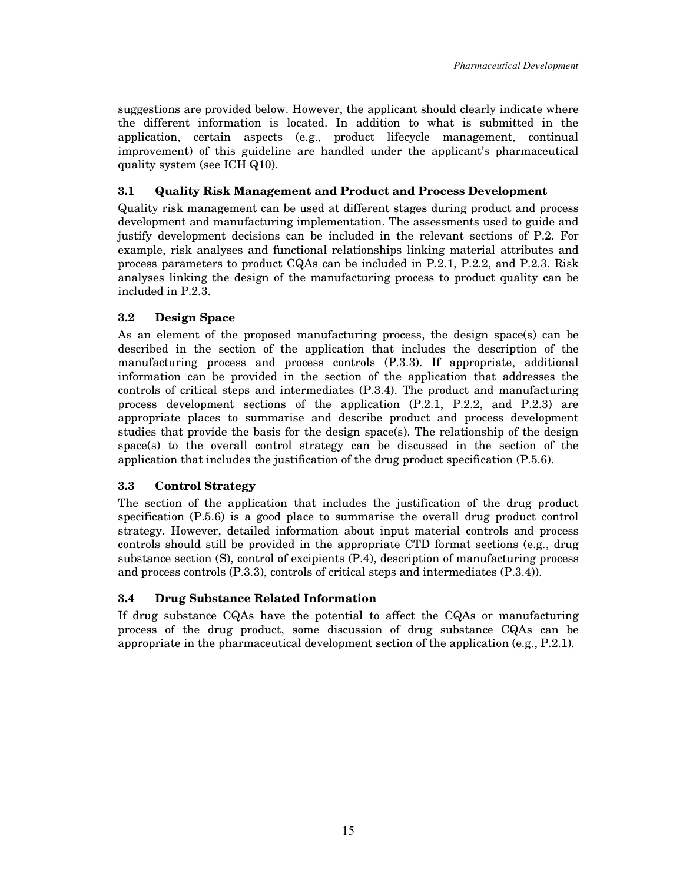suggestions are provided below. However, the applicant should clearly indicate where the different information is located. In addition to what is submitted in the application, certain aspects (e.g., product lifecycle management, continual improvement) of this guideline are handled under the applicant's pharmaceutical quality system (see ICH Q10).

### 3.1 Quality Risk Management and Product and Process Development

Quality risk management can be used at different stages during product and process development and manufacturing implementation. The assessments used to guide and justify development decisions can be included in the relevant sections of P.2. For example, risk analyses and functional relationships linking material attributes and process parameters to product CQAs can be included in P.2.1, P.2.2, and P.2.3. Risk analyses linking the design of the manufacturing process to product quality can be included in P.2.3.

### 3.2 Design Space

As an element of the proposed manufacturing process, the design space(s) can be described in the section of the application that includes the description of the manufacturing process and process controls (P.3.3). If appropriate, additional information can be provided in the section of the application that addresses the controls of critical steps and intermediates (P.3.4). The product and manufacturing process development sections of the application (P.2.1, P.2.2, and P.2.3) are appropriate places to summarise and describe product and process development studies that provide the basis for the design space(s). The relationship of the design space(s) to the overall control strategy can be discussed in the section of the application that includes the justification of the drug product specification (P.5.6).

### 3.3 Control Strategy

The section of the application that includes the justification of the drug product specification (P.5.6) is a good place to summarise the overall drug product control strategy. However, detailed information about input material controls and process controls should still be provided in the appropriate CTD format sections (e.g., drug substance section (S), control of excipients (P.4), description of manufacturing process and process controls (P.3.3), controls of critical steps and intermediates (P.3.4)).

### 3.4 Drug Substance Related Information

If drug substance CQAs have the potential to affect the CQAs or manufacturing process of the drug product, some discussion of drug substance CQAs can be appropriate in the pharmaceutical development section of the application (e.g., P.2.1).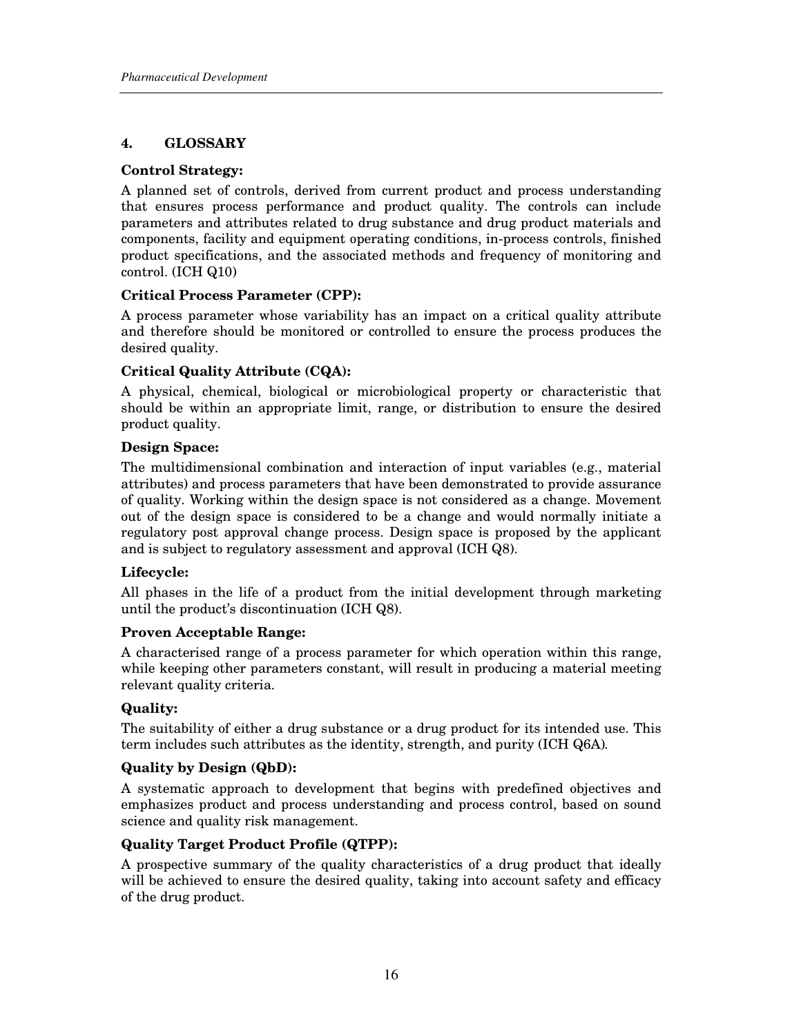## 4. GLOSSARY

**Control Strategy:**

A planned set of controls, derived from current product and process understanding that ensures process performance and product quality. The controls can include parameters and attributes related to drug substance and drug product materials and components, facility and equipment operating conditions, in-process controls, finished product specifications, and the associated methods and frequency of monitoring and control. (ICH Q10)

**Critical Process Parameter (CPP):**

A process parameter whose variability has an impact on a critical quality attribute and therefore should be monitored or controlled to ensure the process produces the desired quality.

**Critical Quality Attribute (CQA):**

A physical, chemical, biological or microbiological property or characteristic that should be within an appropriate limit, range, or distribution to ensure the desired product quality.

**Design Space:**

The multidimensional combination and interaction of input variables (e.g., material attributes) and process parameters that have been demonstrated to provide assurance of quality. Working within the design space is not considered as a change. Movement out of the design space is considered to be a change and would normally initiate a regulatory post approval change process. Design space is proposed by the applicant and is subject to regulatory assessment and approval (ICH Q8).

**Lifecycle:**

All phases in the life of a product from the initial development through marketing until the product's discontinuation (ICH Q8).

**Proven Acceptable Range:**

A characterised range of a process parameter for which operation within this range, while keeping other parameters constant, will result in producing a material meeting relevant quality criteria.

**Quality:**

The suitability of either a drug substance or a drug product for its intended use. This term includes such attributes as the identity, strength, and purity (ICH Q6A).

**Quality by Design (QbD):**

A systematic approach to development that begins with predefined objectives and emphasizes product and process understanding and process control, based on sound science and quality risk management.

**Quality Target Product Profile (QTPP):**

A prospective summary of the quality characteristics of a drug product that ideally will be achieved to ensure the desired quality, taking into account safety and efficacy of the drug product.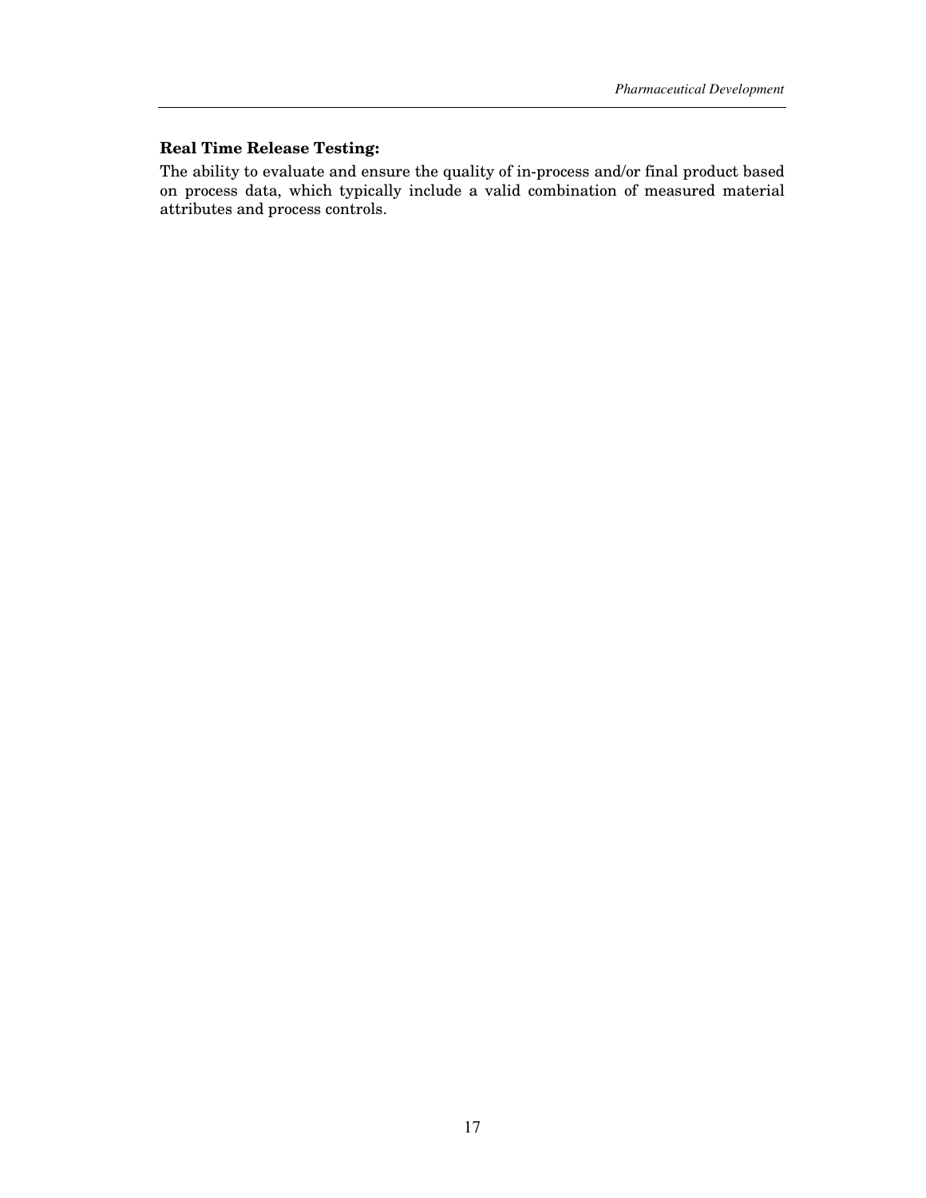**Real Time Release Testing:**

The ability to evaluate and ensure the quality of in-process and/or final product based on process data, which typically include a valid combination of measured material attributes and process controls.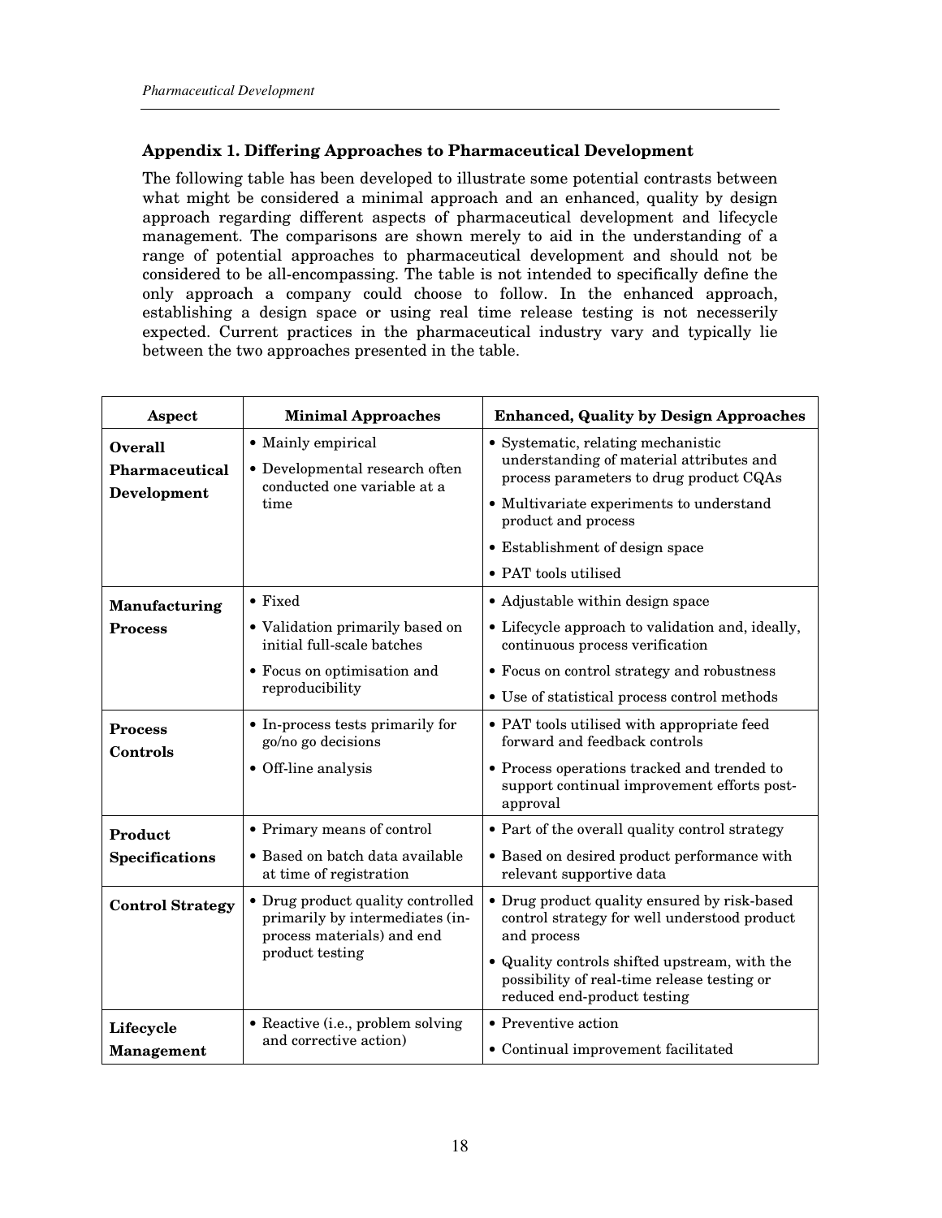### Appendix 1. Differing Approaches to Pharmaceutical Development

The following table has been developed to illustrate some potential contrasts between what might be considered a minimal approach and an enhanced, quality by design approach regarding different aspects of pharmaceutical development and lifecycle management. The comparisons are shown merely to aid in the understanding of a range of potential approaches to pharmaceutical development and should not be considered to be all-encompassing. The table is not intended to specifically define the only approach a company could choose to follow. In the enhanced approach, establishing a design space or using real time release testing is not necesserily expected. Current practices in the pharmaceutical industry vary and typically lie between the two approaches presented in the table.

| Aspect | Minimal Approaches | Enhanced, Quality by Design Approaches |
|---|---|---|
| **Overall Pharmaceutical Development** | • Mainly empirical<br>• Developmental research often conducted one variable at a time | • Systematic, relating mechanistic understanding of material attributes and process parameters to drug product CQAs<br>• Multivariate experiments to understand product and process<br>• Establishment of design space<br>• PAT tools utilised |
| **Manufacturing Process** | • Fixed<br>• Validation primarily based on initial full-scale batches<br>• Focus on optimisation and reproducibility | • Adjustable within design space<br>• Lifecycle approach to validation and, ideally, continuous process verification<br>• Focus on control strategy and robustness<br>• Use of statistical process control methods |
| **Process Controls** | • In-process tests primarily for go/no go decisions<br>• Off-line analysis | • PAT tools utilised with appropriate feed forward and feedback controls<br>• Process operations tracked and trended to support continual improvement efforts post-approval |
| **Product Specifications** | • Primary means of control<br>• Based on batch data available at time of registration | • Part of the overall quality control strategy<br>• Based on desired product performance with relevant supportive data |
| **Control Strategy** | • Drug product quality controlled primarily by intermediates (in-process materials) and end product testing | • Drug product quality ensured by risk-based control strategy for well understood product and process<br>• Quality controls shifted upstream, with the possibility of real-time release testing or reduced end-product testing |
| **Lifecycle Management** | • Reactive (i.e., problem solving and corrective action) | • Preventive action<br>• Continual improvement facilitated |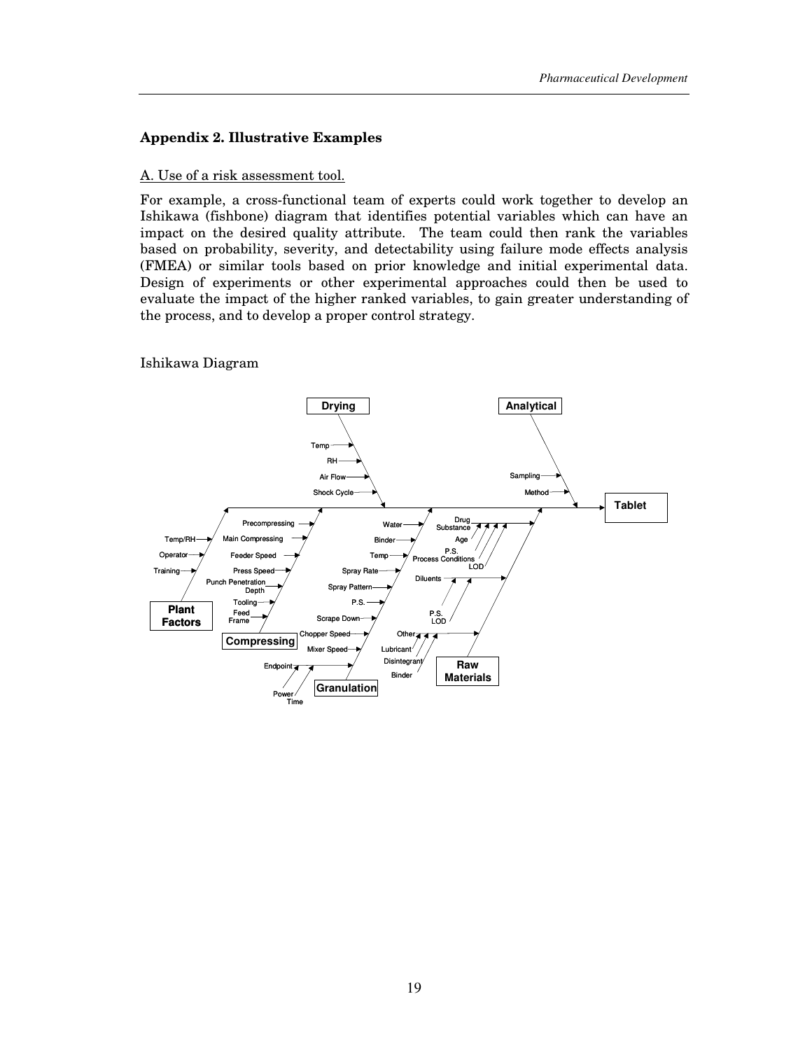## Appendix 2. Illustrative Examples

A. Use of a risk assessment tool.

For example, a cross-functional team of experts could work together to develop an Ishikawa (fishbone) diagram that identifies potential variables which can have an impact on the desired quality attribute. The team could then rank the variables based on probability, severity, and detectability using failure mode effects analysis (FMEA) or similar tools based on prior knowledge and initial experimental data. Design of experiments or other experimental approaches could then be used to evaluate the impact of the higher ranked variables, to gain greater understanding of the process, and to develop a proper control strategy.

Ishikawa Diagram

Drying: Temp, RH, Air Flow, Shock Cycle

Analytical: Sampling, Method

Tablet

Plant Factors: Temp/RH, Operator, Training

Compressing: Precompressing, Main Compressing, Feeder Speed, Press Speed, Punch Penetration Depth, Tooling, Feed Frame

Granulation: Water, Binder, Temp, Spray Rate, Spray Pattern, P.S., Scrape Down, Chopper Speed, Mixer Speed, Endpoint (Power, Time)

Raw Materials: Drug Substance (Age, P.S., Process Conditions, LOD), Diluents (P.S., LOD), Other (Lubricant, Disintegrant, Binder)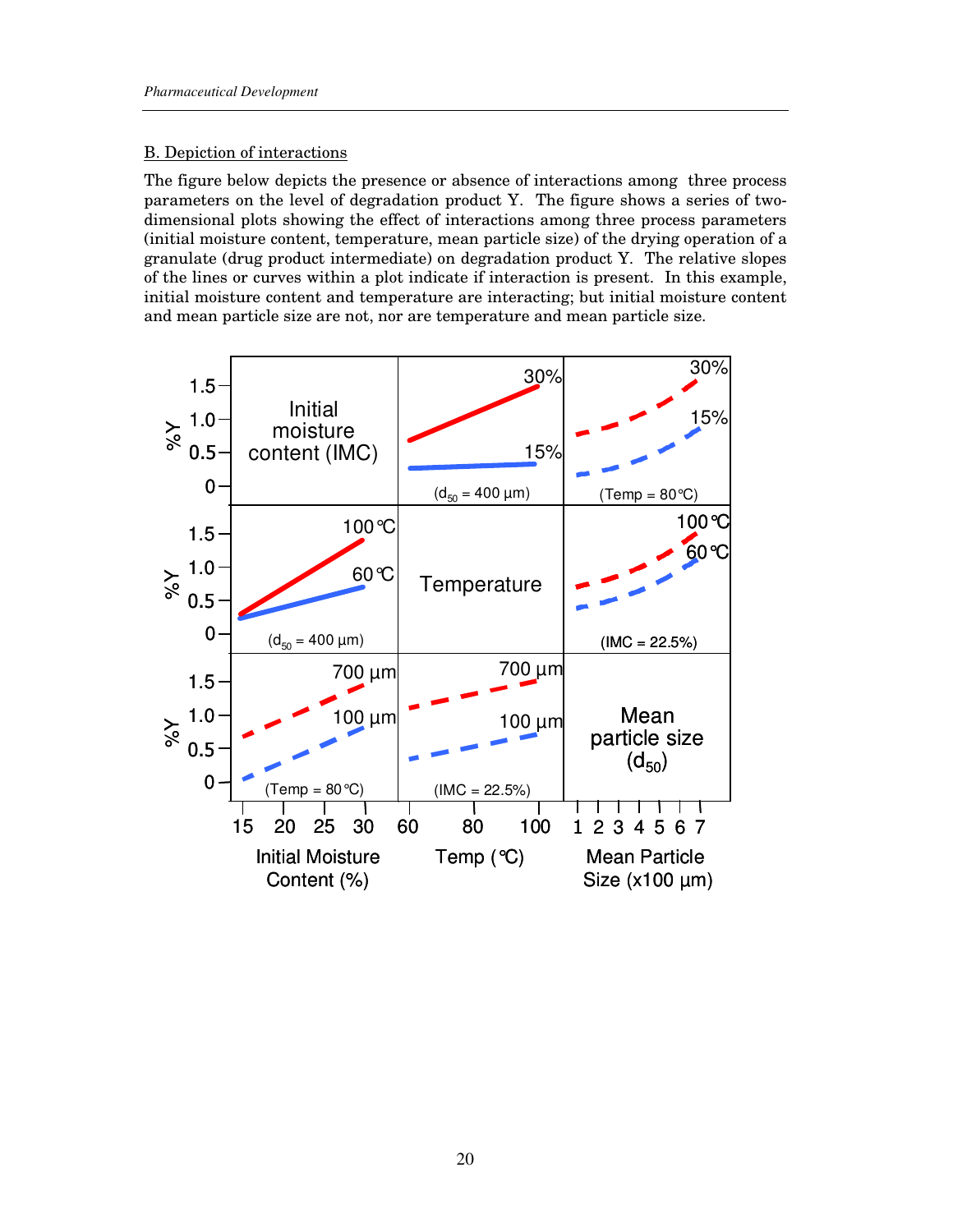B. Depiction of interactions

The figure below depicts the presence or absence of interactions among three process parameters on the level of degradation product Y. The figure shows a series of two-dimensional plots showing the effect of interactions among three process parameters (initial moisture content, temperature, mean particle size) of the drying operation of a granulate (drug product intermediate) on degradation product Y. The relative slopes of the lines or curves within a plot indicate if interaction is present. In this example, initial moisture content and temperature are interacting; but initial moisture content and mean particle size are not, nor are temperature and mean particle size.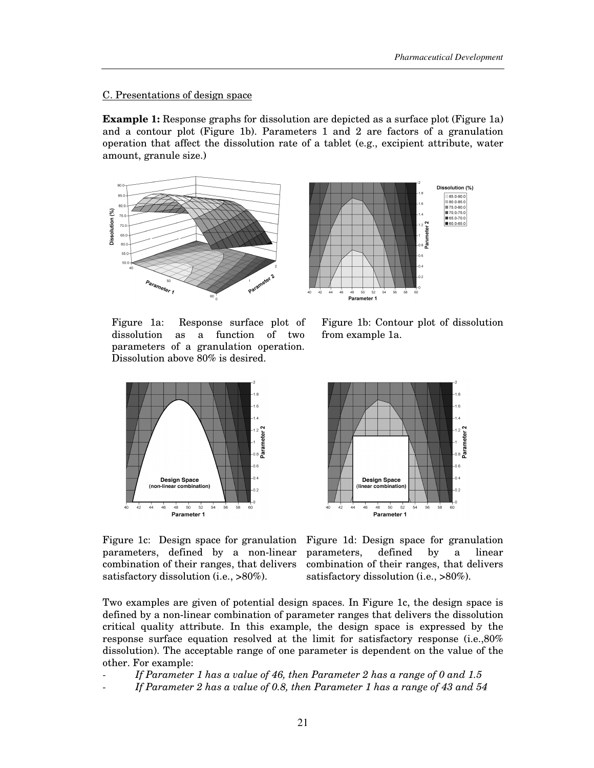C. Presentations of design space

**Example 1:** Response graphs for dissolution are depicted as a surface plot (Figure 1a) and a contour plot (Figure 1b). Parameters 1 and 2 are factors of a granulation operation that affect the dissolution rate of a tablet (e.g., excipient attribute, water amount, granule size.)

Figure 1a: Response surface plot of dissolution as a function of two parameters of a granulation operation. Dissolution above 80% is desired.

Figure 1b: Contour plot of dissolution from example 1a.

Figure 1c: Design space for granulation parameters, defined by a non-linear combination of their ranges, that delivers satisfactory dissolution (i.e., >80%).

Figure 1d: Design space for granulation parameters, defined by a linear combination of their ranges, that delivers satisfactory dissolution (i.e., >80%).

Two examples are given of potential design spaces. In Figure 1c, the design space is defined by a non-linear combination of parameter ranges that delivers the dissolution critical quality attribute. In this example, the design space is expressed by the response surface equation resolved at the limit for satisfactory response (i.e.,80% dissolution). The acceptable range of one parameter is dependent on the value of the other. For example:

- *If Parameter 1 has a value of 46, then Parameter 2 has a range of 0 and 1.5*
- *If Parameter 2 has a value of 0.8, then Parameter 1 has a range of 43 and 54*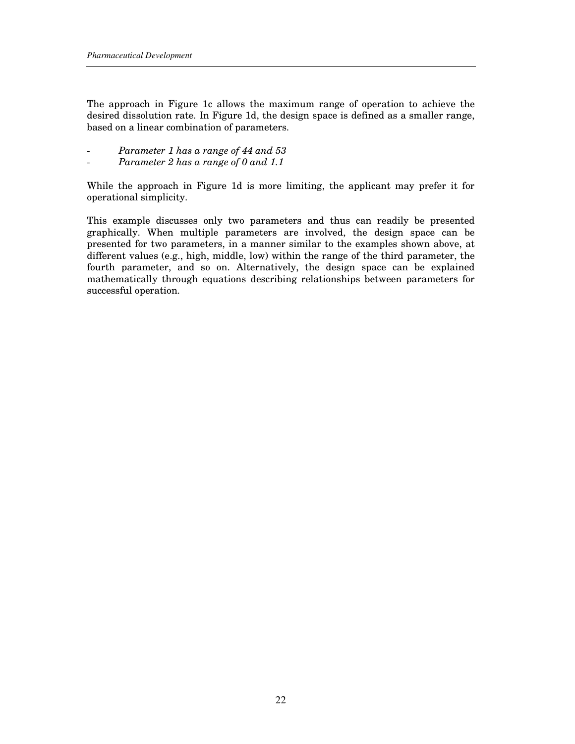The approach in Figure 1c allows the maximum range of operation to achieve the desired dissolution rate. In Figure 1d, the design space is defined as a smaller range, based on a linear combination of parameters.

- *Parameter 1 has a range of 44 and 53*
- *Parameter 2 has a range of 0 and 1.1*

While the approach in Figure 1d is more limiting, the applicant may prefer it for operational simplicity.

This example discusses only two parameters and thus can readily be presented graphically. When multiple parameters are involved, the design space can be presented for two parameters, in a manner similar to the examples shown above, at different values (e.g., high, middle, low) within the range of the third parameter, the fourth parameter, and so on. Alternatively, the design space can be explained mathematically through equations describing relationships between parameters for successful operation.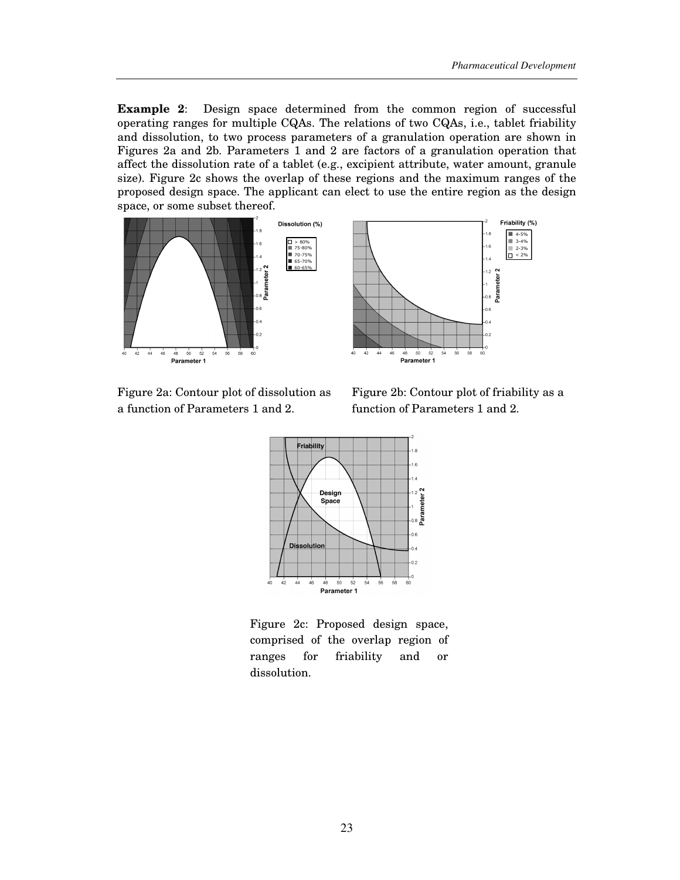**Example 2**: Design space determined from the common region of successful operating ranges for multiple CQAs. The relations of two CQAs, i.e., tablet friability and dissolution, to two process parameters of a granulation operation are shown in Figures 2a and 2b. Parameters 1 and 2 are factors of a granulation operation that affect the dissolution rate of a tablet (e.g., excipient attribute, water amount, granule size). Figure 2c shows the overlap of these regions and the maximum ranges of the proposed design space. The applicant can elect to use the entire region as the design space, or some subset thereof.

Figure 2a: Contour plot of dissolution as a function of Parameters 1 and 2.

Figure 2b: Contour plot of friability as a function of Parameters 1 and 2.

Figure 2c: Proposed design space, comprised of the overlap region of ranges for friability and or dissolution.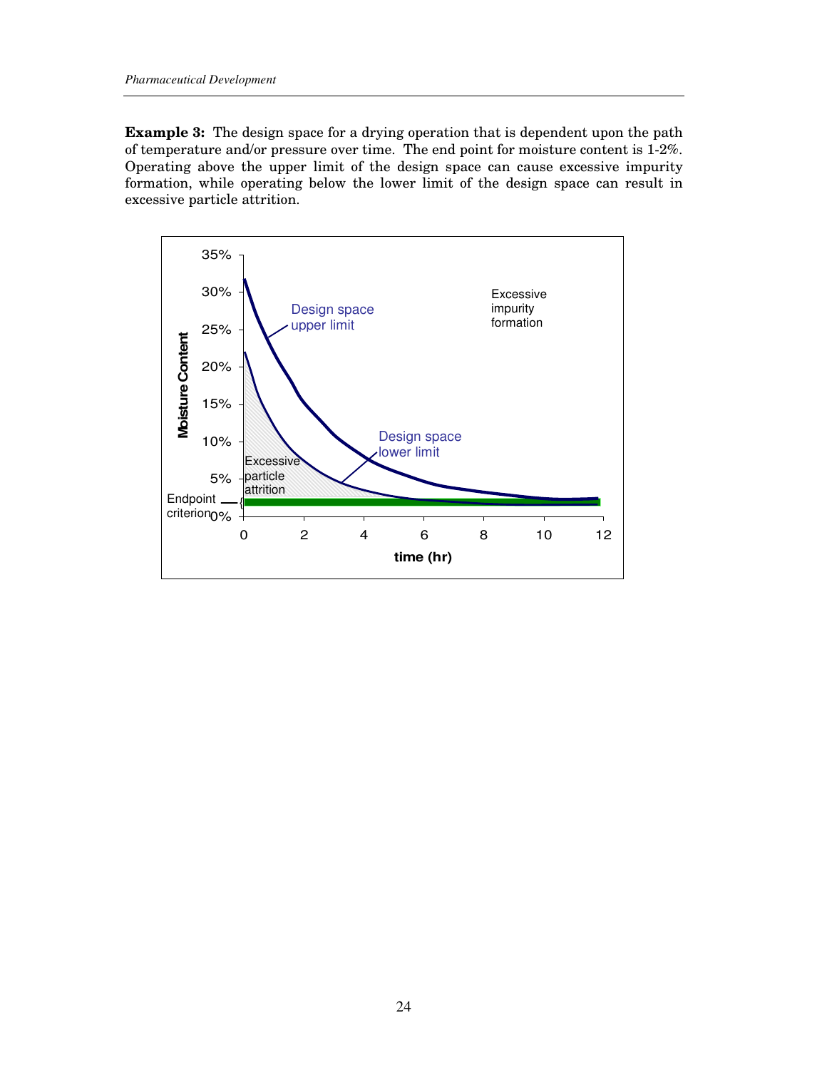**Example 3:** The design space for a drying operation that is dependent upon the path of temperature and/or pressure over time. The end point for moisture content is 1-2%. Operating above the upper limit of the design space can cause excessive impurity formation, while operating below the lower limit of the design space can result in excessive particle attrition.

35%
30%
25%
20%
15%
10%
5%
0%
Moisture Content
Design space upper limit
Excessive impurity formation
Design space lower limit
Excessive particle attrition
Endpoint criterion
0
2
4
6
8
10
12
time (hr)